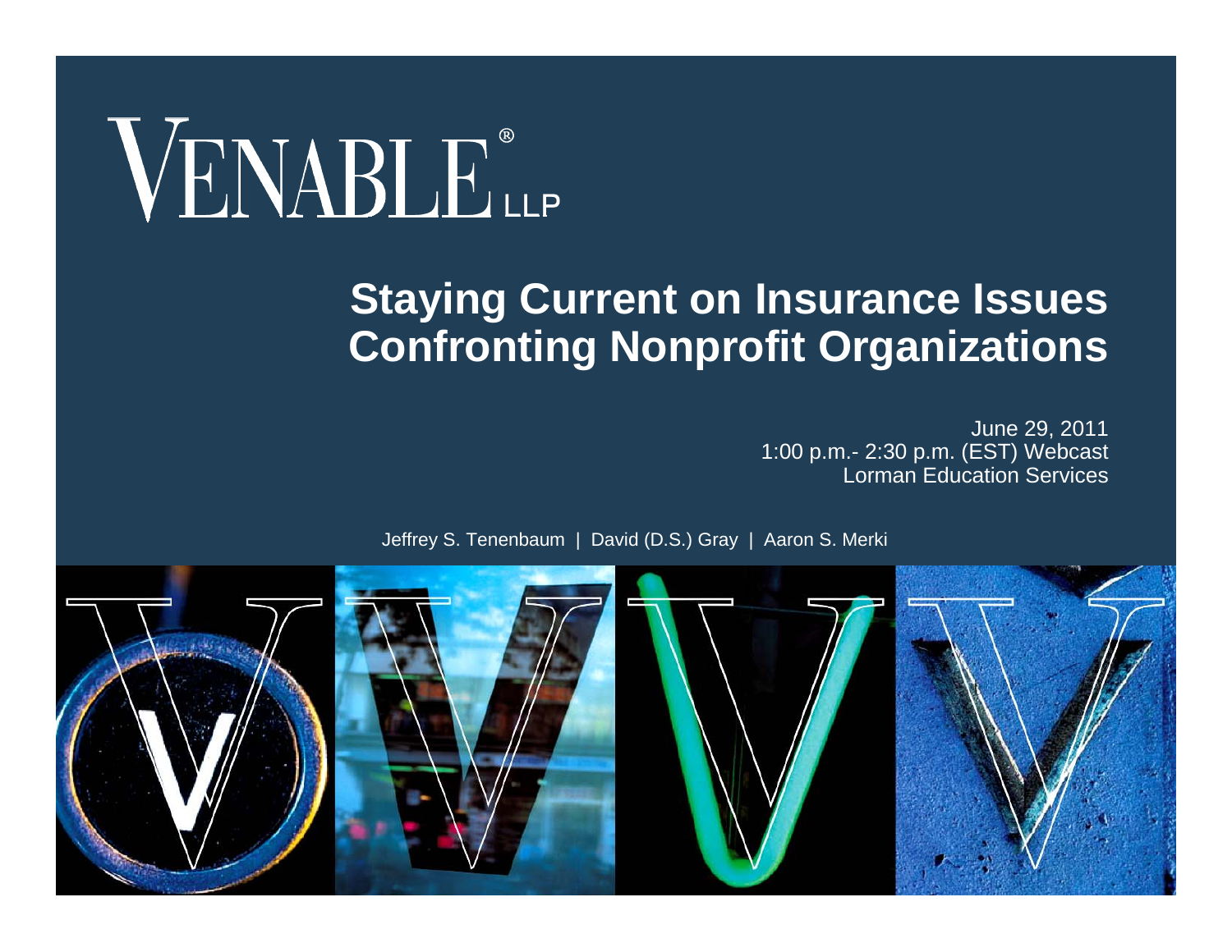VENABLE® LLP

# Staying Current on Insurance Issues Confronting Nonprofit Organizations

June 29, 2011
1:00 p.m.- 2:30 p.m. (EST) Webcast
Lorman Education Services

Jeffrey S. Tenenbaum | David (D.S.) Gray | Aaron S. Merki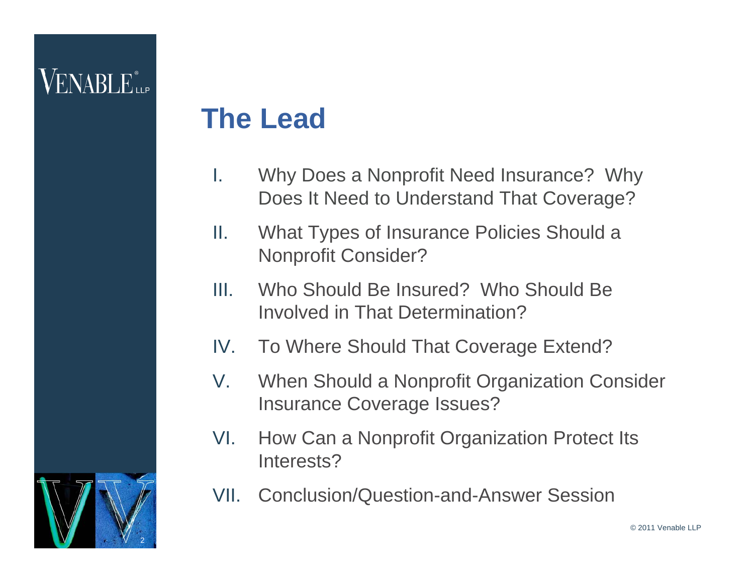# The Lead

I. Why Does a Nonprofit Need Insurance? Why Does It Need to Understand That Coverage?

II. What Types of Insurance Policies Should a Nonprofit Consider?

III. Who Should Be Insured? Who Should Be Involved in That Determination?

IV. To Where Should That Coverage Extend?

V. When Should a Nonprofit Organization Consider Insurance Coverage Issues?

VI. How Can a Nonprofit Organization Protect Its Interests?

VII. Conclusion/Question-and-Answer Session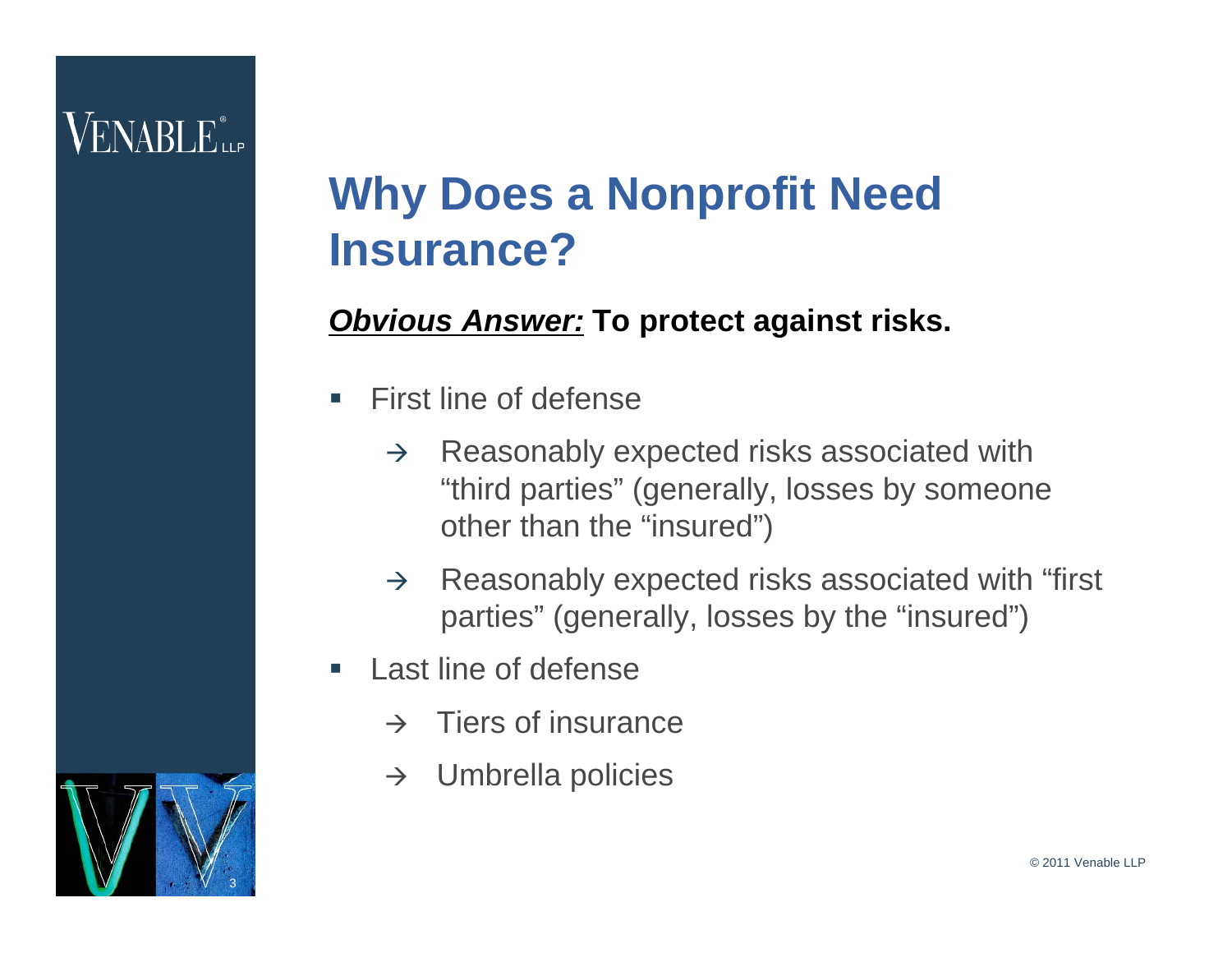# Why Does a Nonprofit Need Insurance?

***Obvious Answer:*** **To protect against risks.**

- First line of defense
  - → Reasonably expected risks associated with "third parties" (generally, losses by someone other than the "insured")
  - → Reasonably expected risks associated with "first parties" (generally, losses by the "insured")
- Last line of defense
  - → Tiers of insurance
  - → Umbrella policies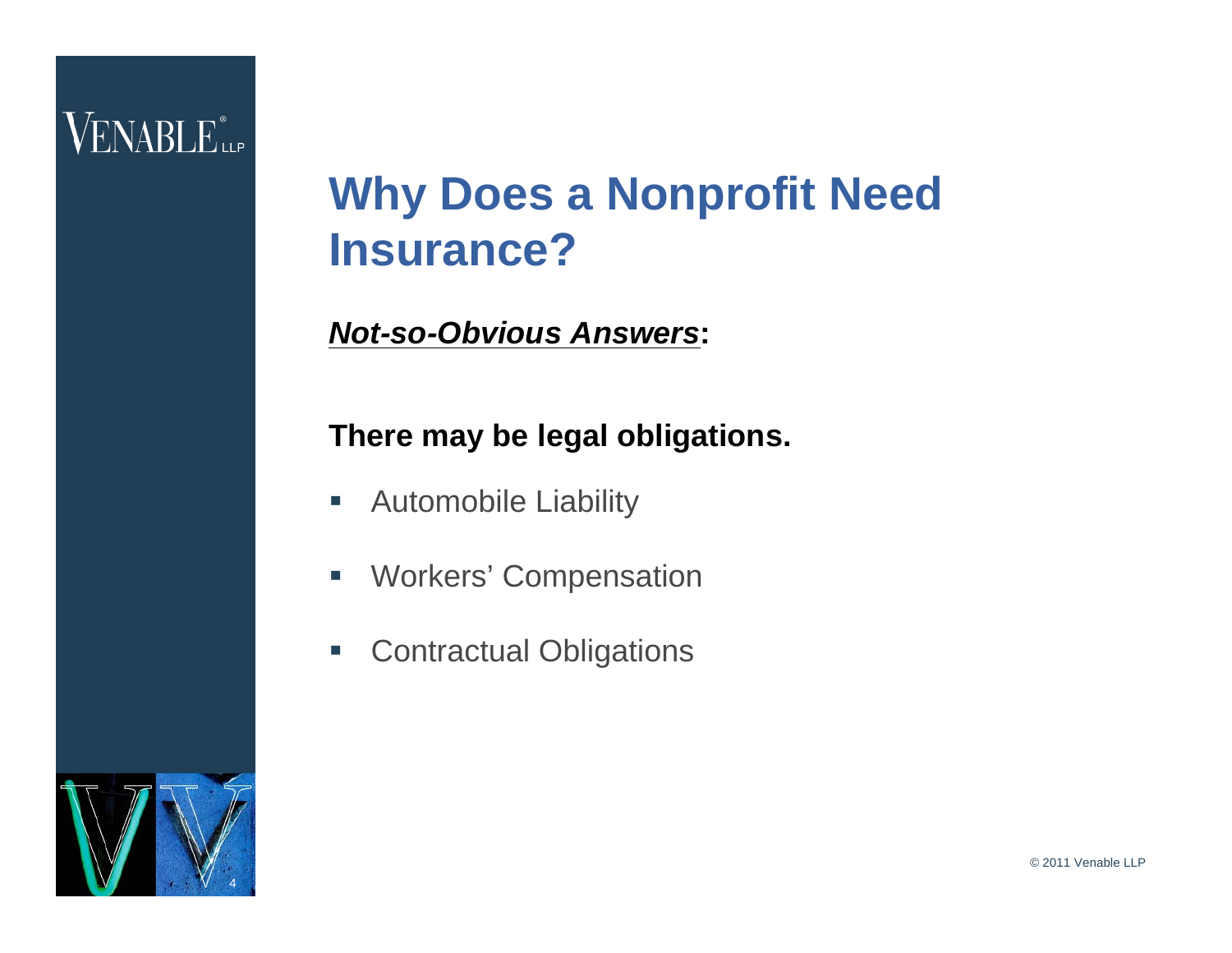# Why Does a Nonprofit Need Insurance?

***Not-so-Obvious Answers*:**

**There may be legal obligations.**

- Automobile Liability
- Workers' Compensation
- Contractual Obligations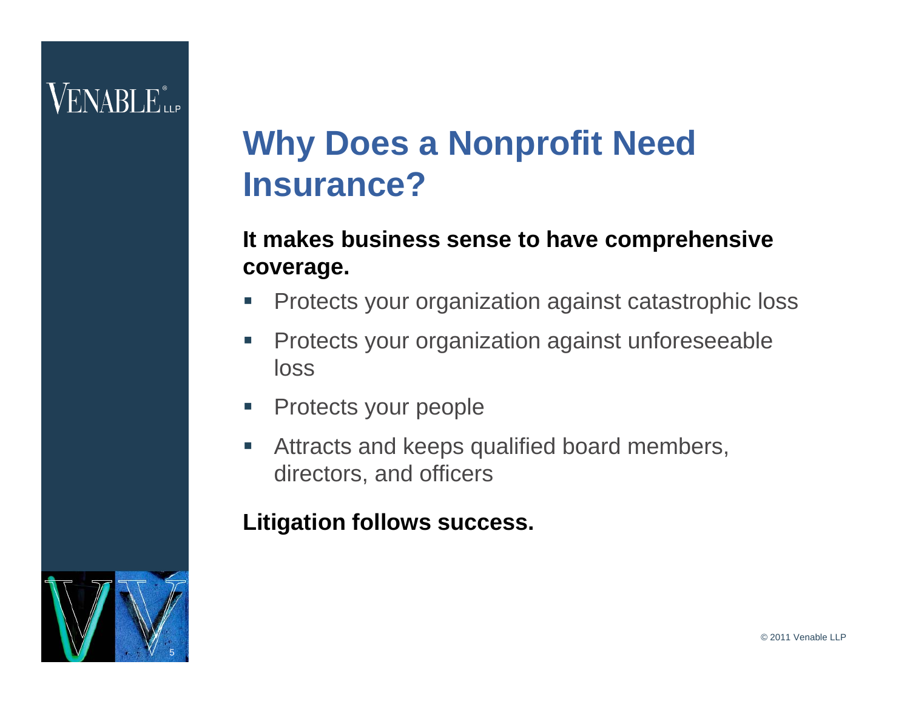# Why Does a Nonprofit Need Insurance?

**It makes business sense to have comprehensive coverage.**

- Protects your organization against catastrophic loss
- Protects your organization against unforeseeable loss
- Protects your people
- Attracts and keeps qualified board members, directors, and officers

**Litigation follows success.**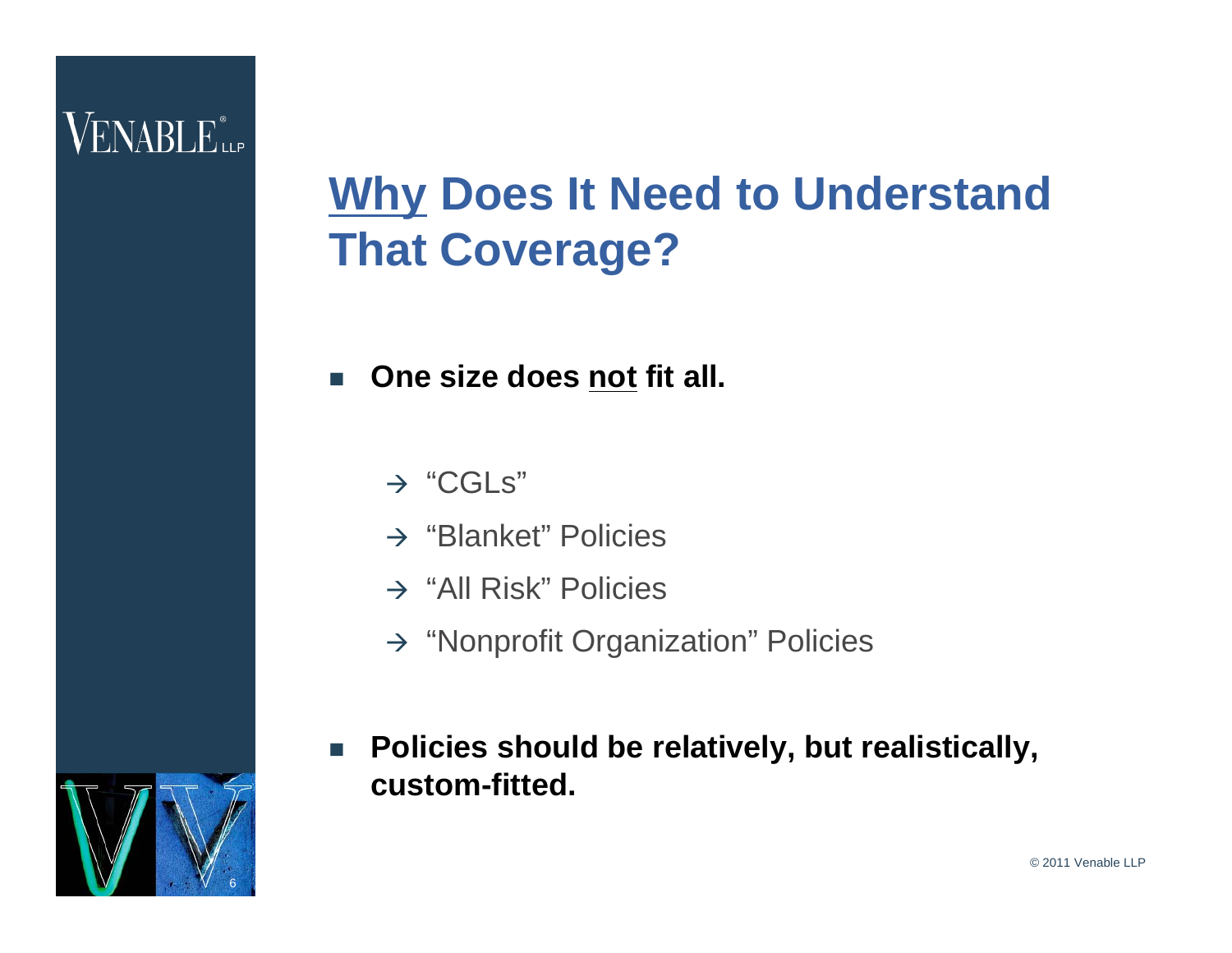# <u>Why</u> Does It Need to Understand That Coverage?

- **One size does <u>not</u> fit all.**
  - → "CGLs"
  - → "Blanket" Policies
  - → "All Risk" Policies
  - → "Nonprofit Organization" Policies
- **Policies should be relatively, but realistically, custom-fitted.**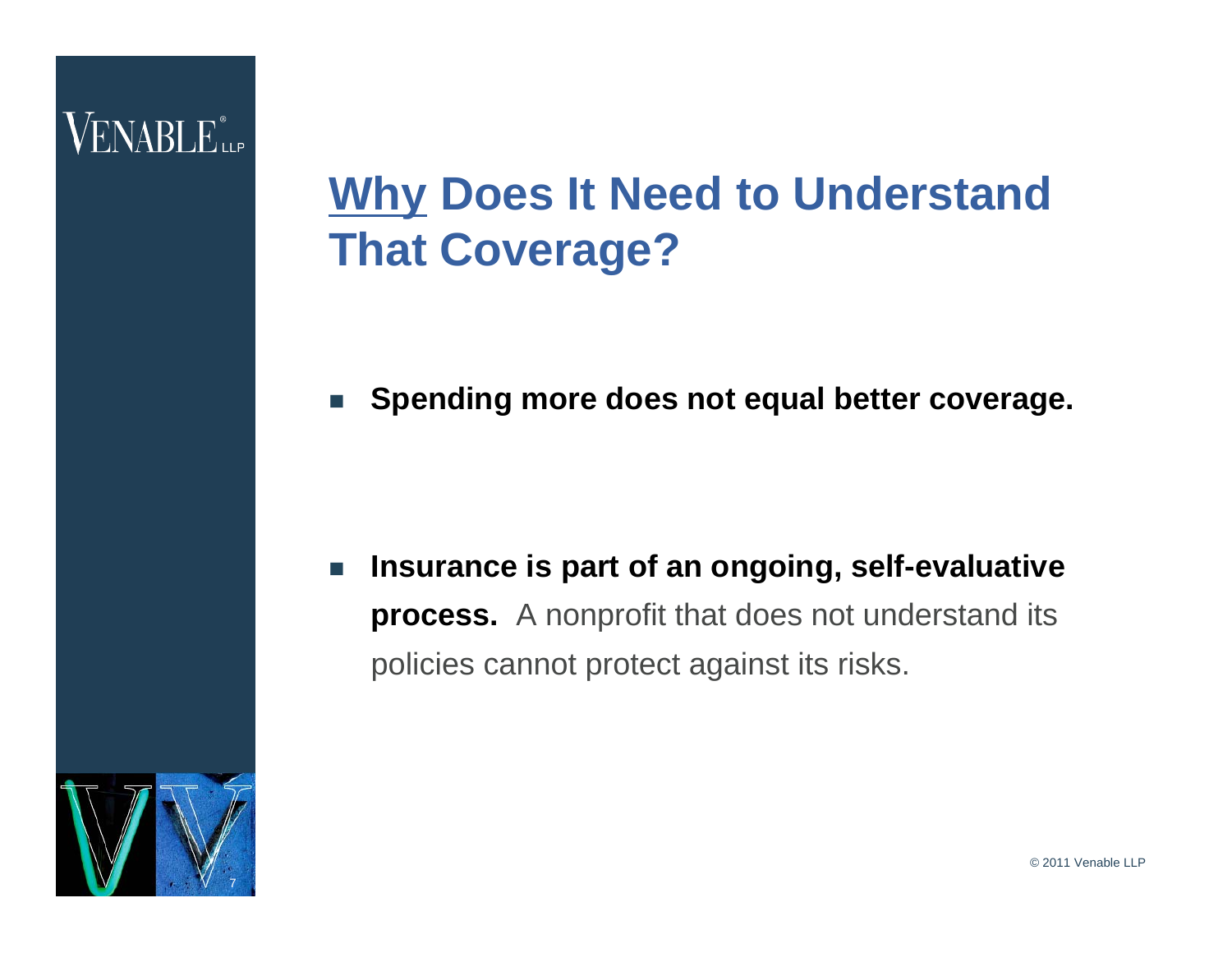# Why Does It Need to Understand That Coverage?

- **Spending more does not equal better coverage.**

- **Insurance is part of an ongoing, self-evaluative process.** A nonprofit that does not understand its policies cannot protect against its risks.

© 2011 Venable LLP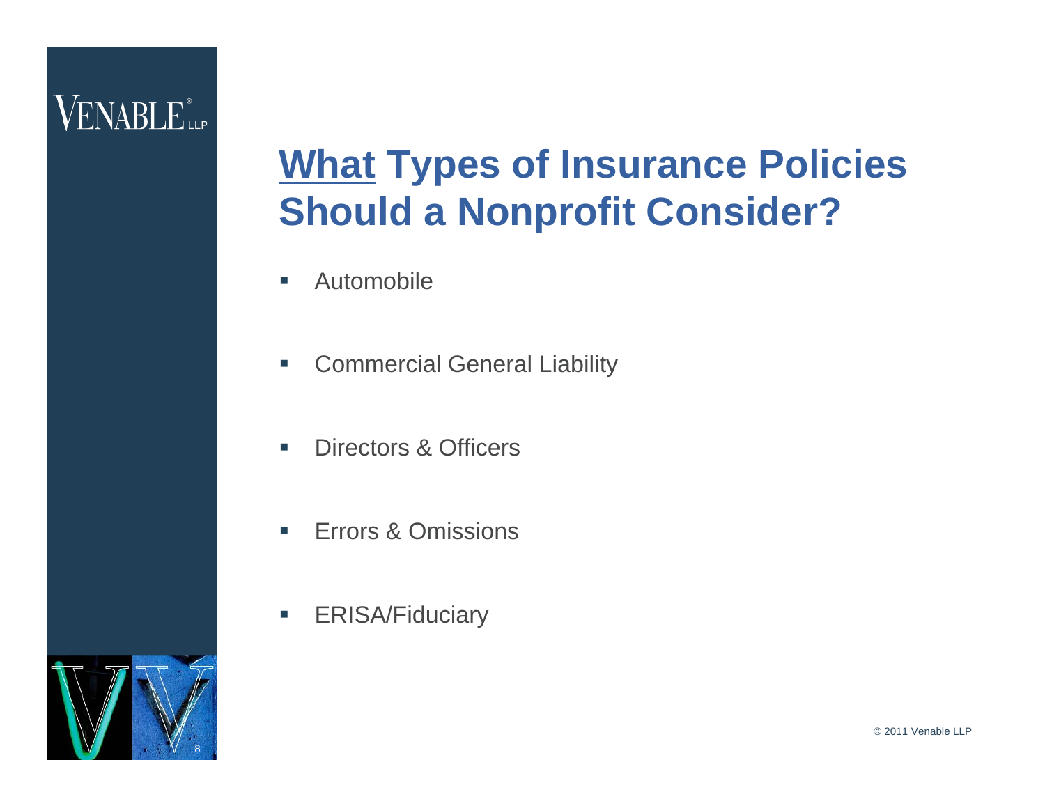# What Types of Insurance Policies Should a Nonprofit Consider?

- Automobile
- Commercial General Liability
- Directors & Officers
- Errors & Omissions
- ERISA/Fiduciary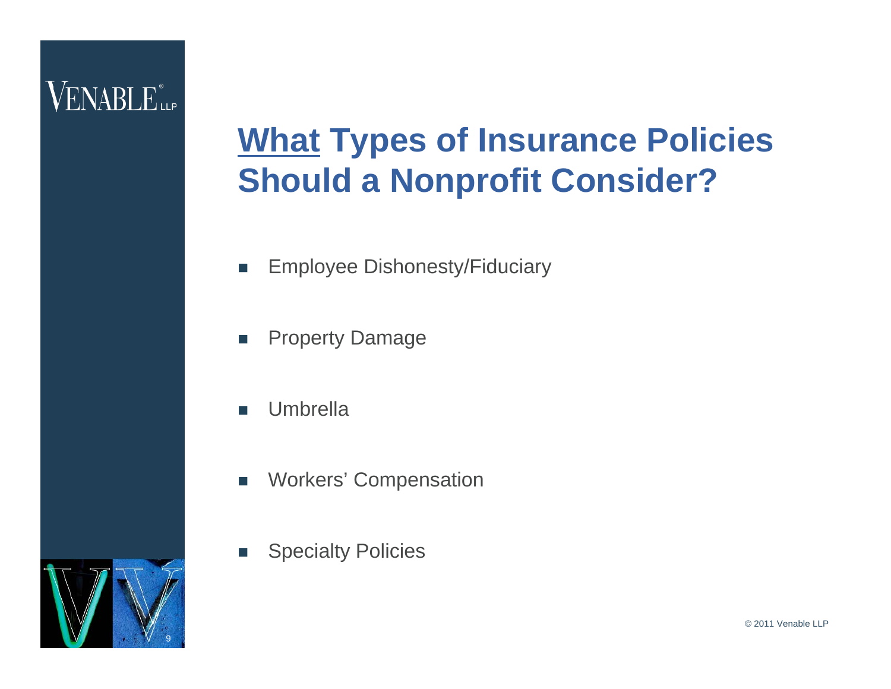# What Types of Insurance Policies Should a Nonprofit Consider?

- Employee Dishonesty/Fiduciary
- Property Damage
- Umbrella
- Workers' Compensation
- Specialty Policies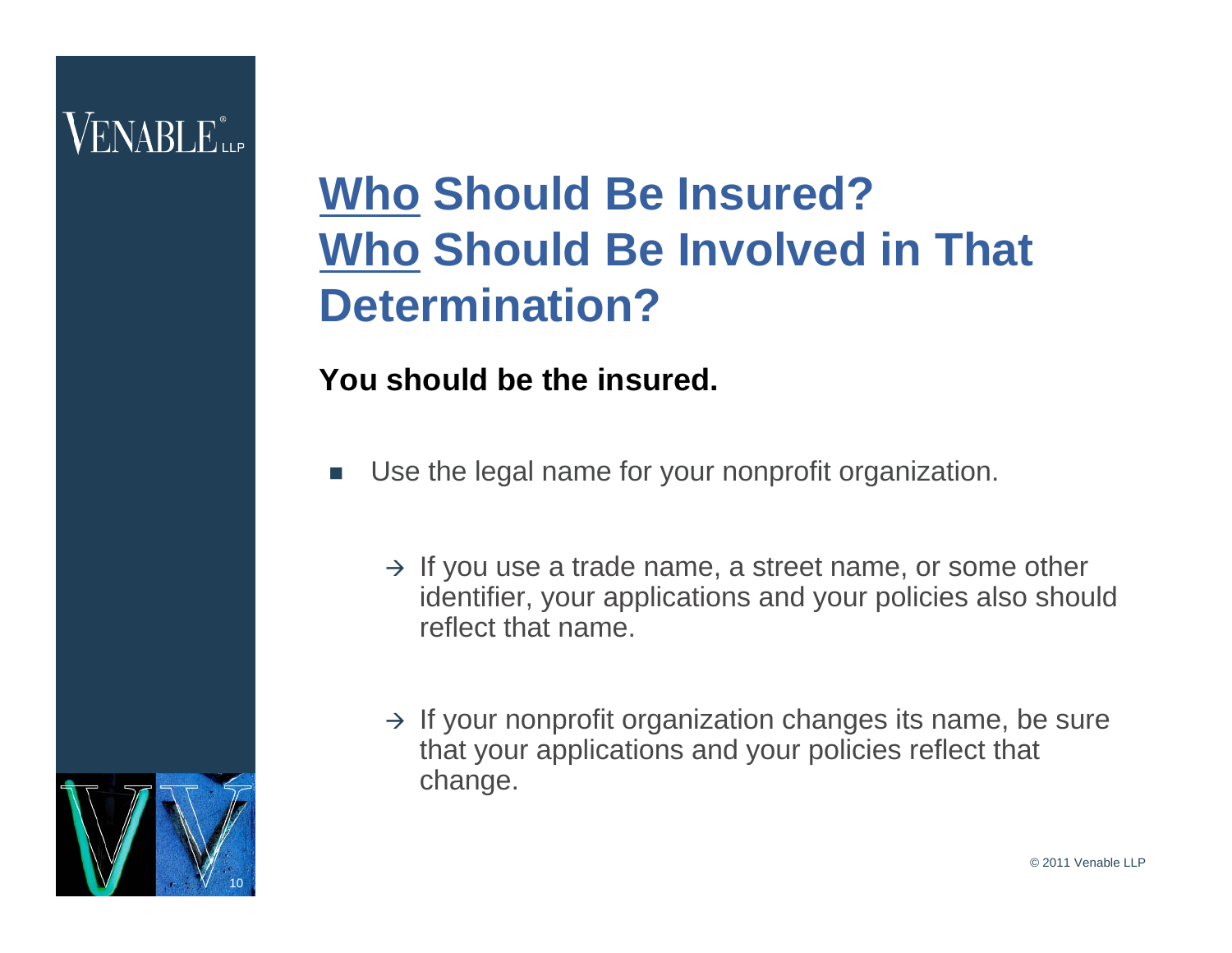# <u>Who</u> Should Be Insured? <u>Who</u> Should Be Involved in That Determination?

**You should be the insured.**

- Use the legal name for your nonprofit organization.
  - → If you use a trade name, a street name, or some other identifier, your applications and your policies also should reflect that name.
  - → If your nonprofit organization changes its name, be sure that your applications and your policies reflect that change.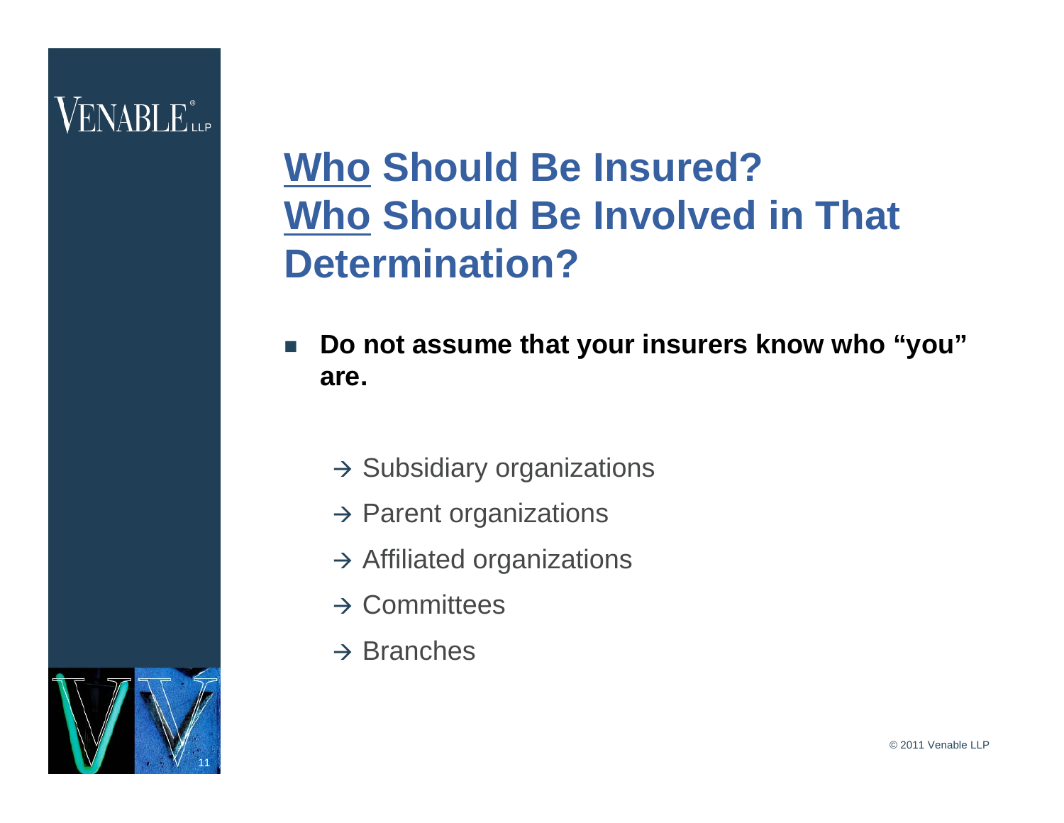# Who Should Be Insured? Who Should Be Involved in That Determination?

- **Do not assume that your insurers know who "you" are.**
  - → Subsidiary organizations
  - → Parent organizations
  - → Affiliated organizations
  - → Committees
  - → Branches

© 2011 Venable LLP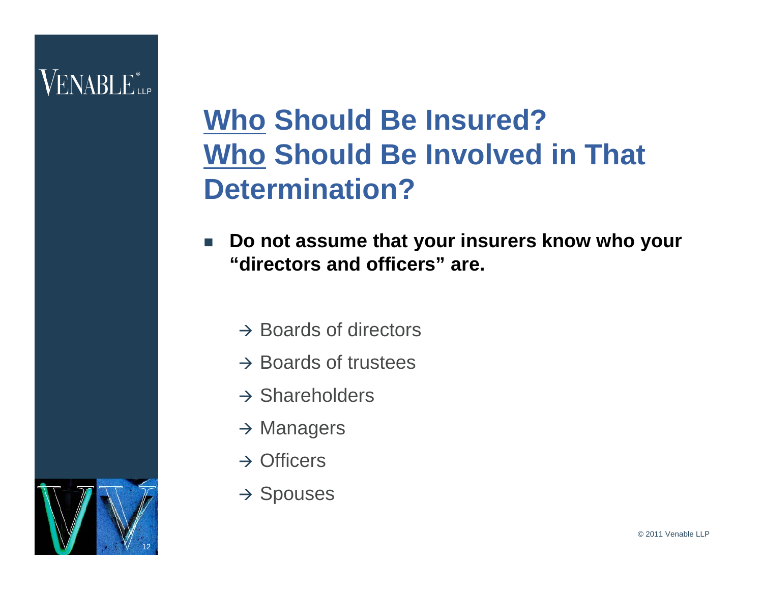# Who Should Be Insured? Who Should Be Involved in That Determination?

- **Do not assume that your insurers know who your "directors and officers" are.**

  → Boards of directors

  → Boards of trustees

  → Shareholders

  → Managers

  → Officers

  → Spouses

© 2011 Venable LLP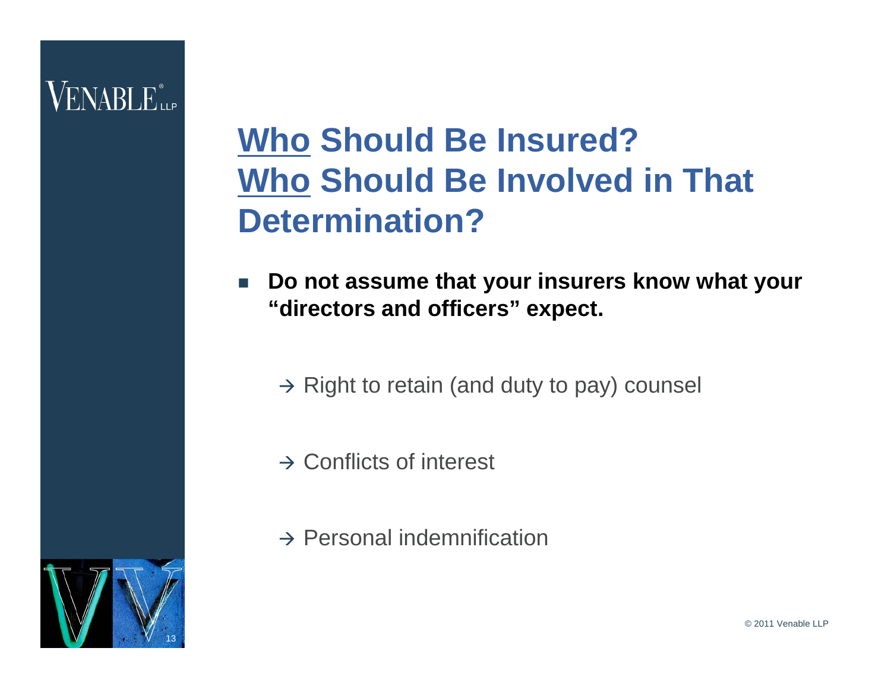# Who Should Be Insured? Who Should Be Involved in That Determination?

- **Do not assume that your insurers know what your "directors and officers" expect.**

  → Right to retain (and duty to pay) counsel

  → Conflicts of interest

  → Personal indemnification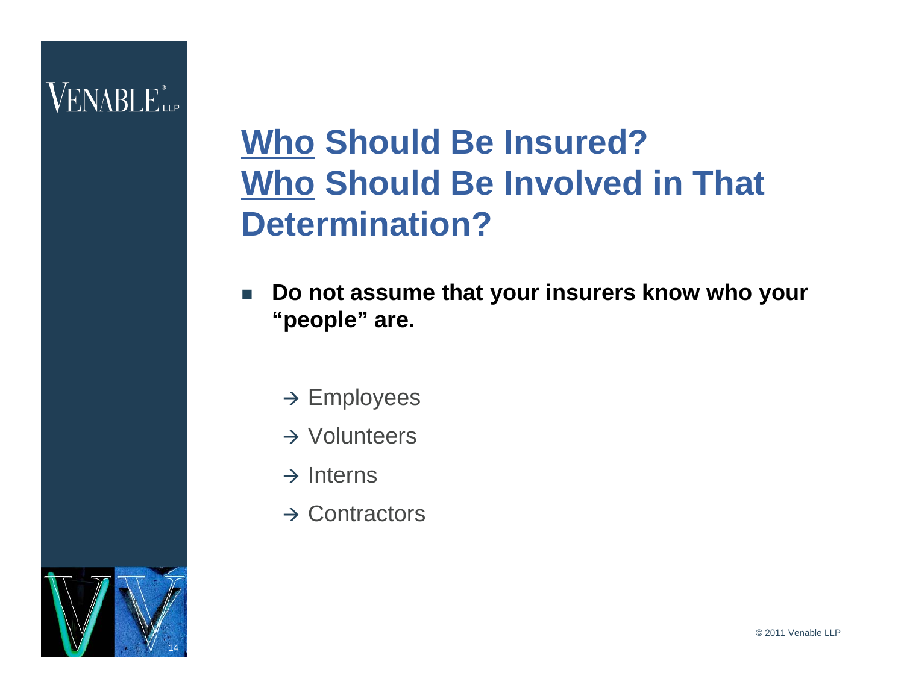# <u>Who</u> Should Be Insured? <u>Who</u> Should Be Involved in That Determination?

- **Do not assume that your insurers know who your "people" are.**

  → Employees

  → Volunteers

  → Interns

  → Contractors

© 2011 Venable LLP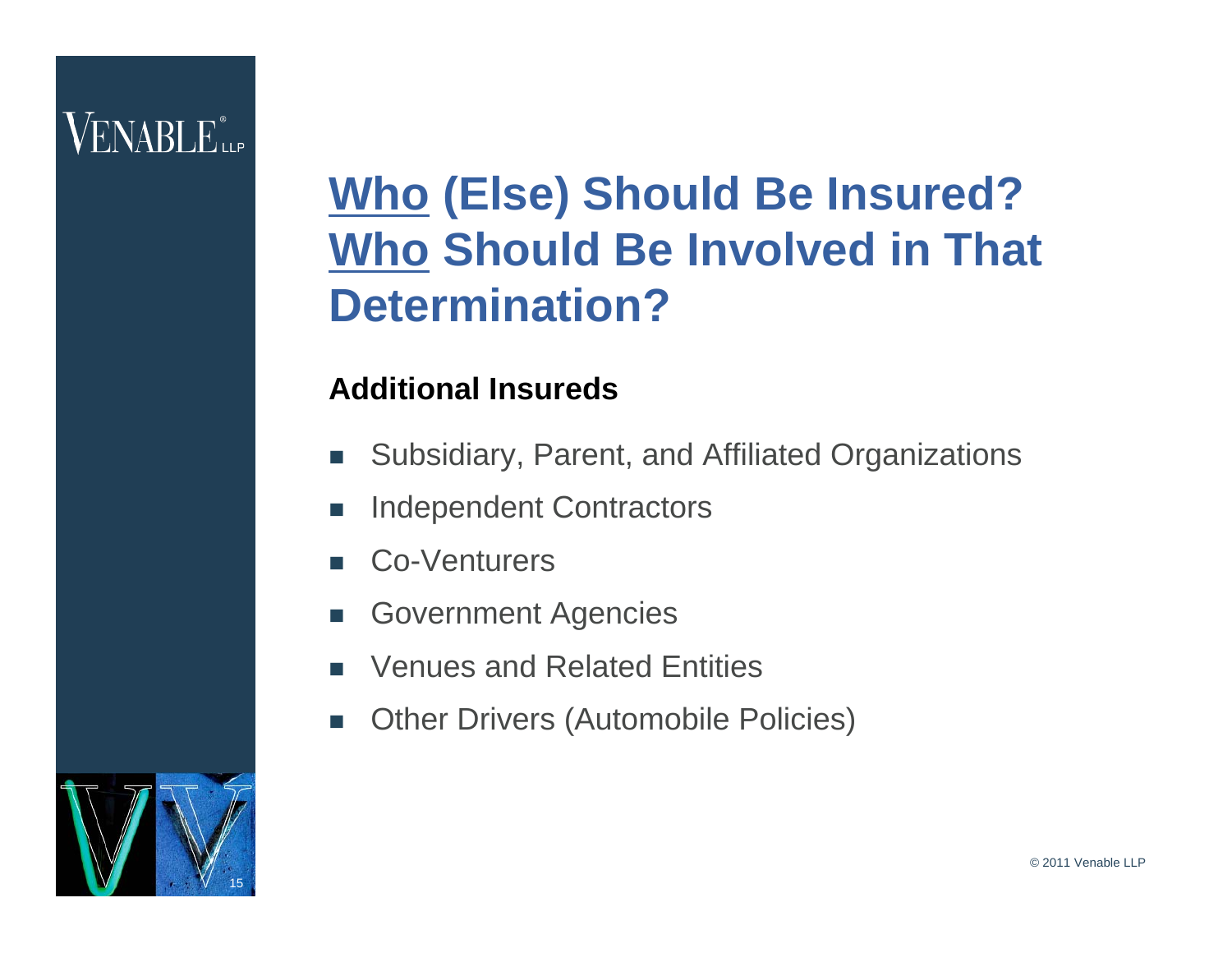# <u>Who</u> (Else) Should Be Insured? <u>Who</u> Should Be Involved in That Determination?

**Additional Insureds**

- Subsidiary, Parent, and Affiliated Organizations
- Independent Contractors
- Co-Venturers
- Government Agencies
- Venues and Related Entities
- Other Drivers (Automobile Policies)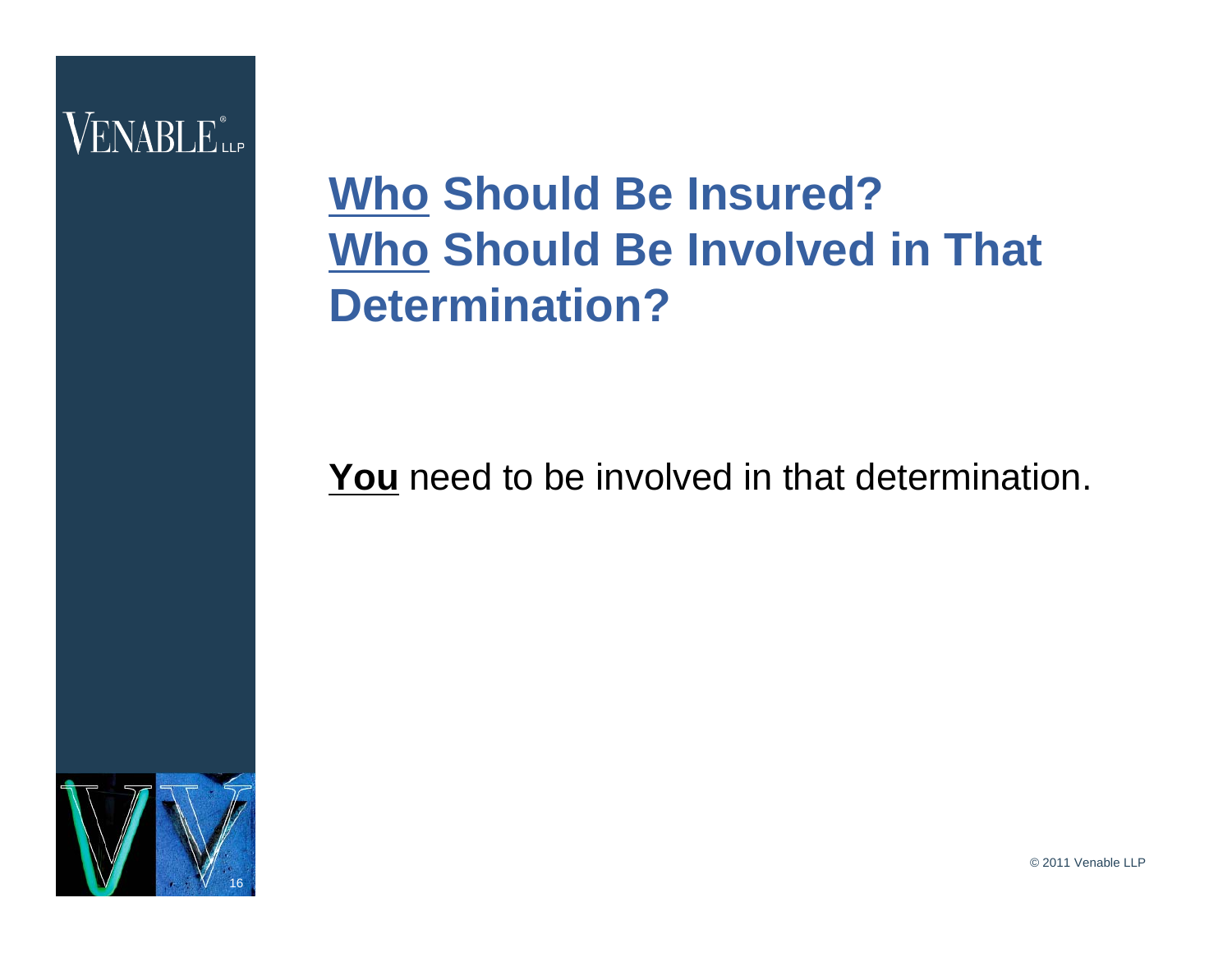# **Who** Should Be Insured? **Who** Should Be Involved in That Determination?

**You** need to be involved in that determination.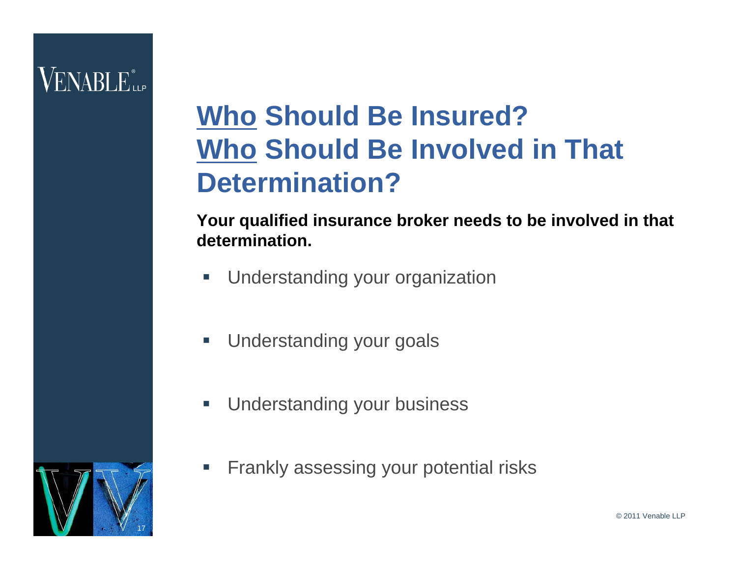# Who Should Be Insured? Who Should Be Involved in That Determination?

**Your qualified insurance broker needs to be involved in that determination.**

- Understanding your organization
- Understanding your goals
- Understanding your business
- Frankly assessing your potential risks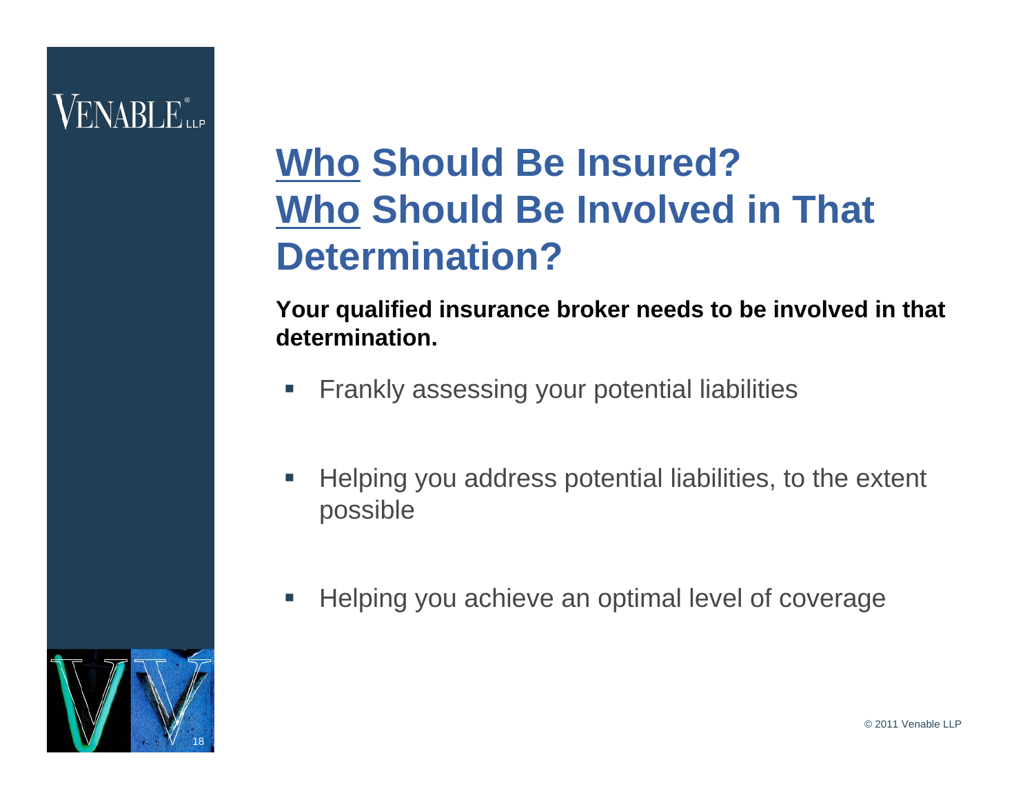# <u>Who</u> Should Be Insured? <u>Who</u> Should Be Involved in That Determination?

**Your qualified insurance broker needs to be involved in that determination.**

- Frankly assessing your potential liabilities
- Helping you address potential liabilities, to the extent possible
- Helping you achieve an optimal level of coverage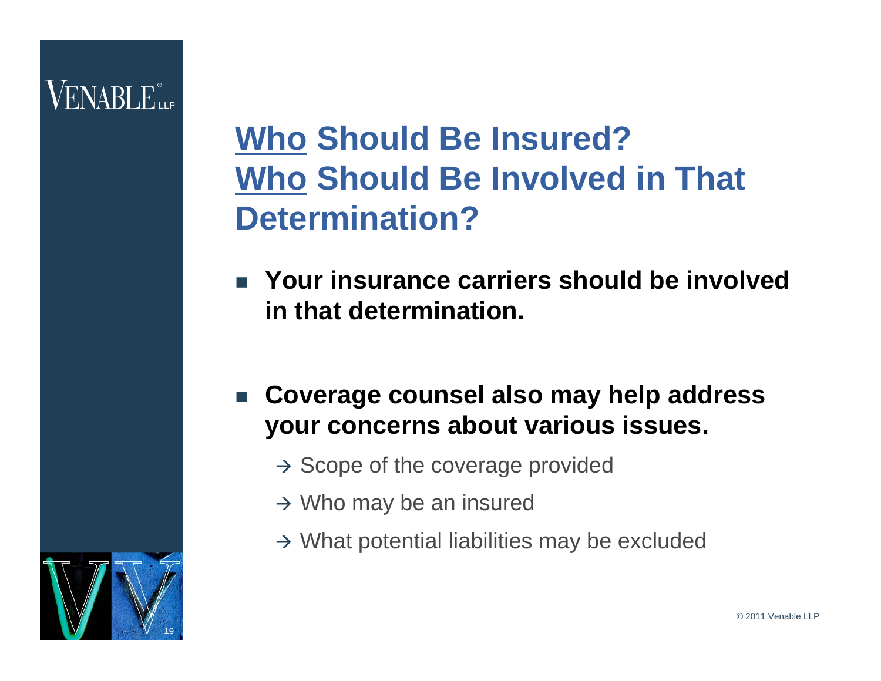# <u>Who</u> Should Be Insured? <u>Who</u> Should Be Involved in That Determination?

- **Your insurance carriers should be involved in that determination.**
- **Coverage counsel also may help address your concerns about various issues.**
  - → Scope of the coverage provided
  - → Who may be an insured
  - → What potential liabilities may be excluded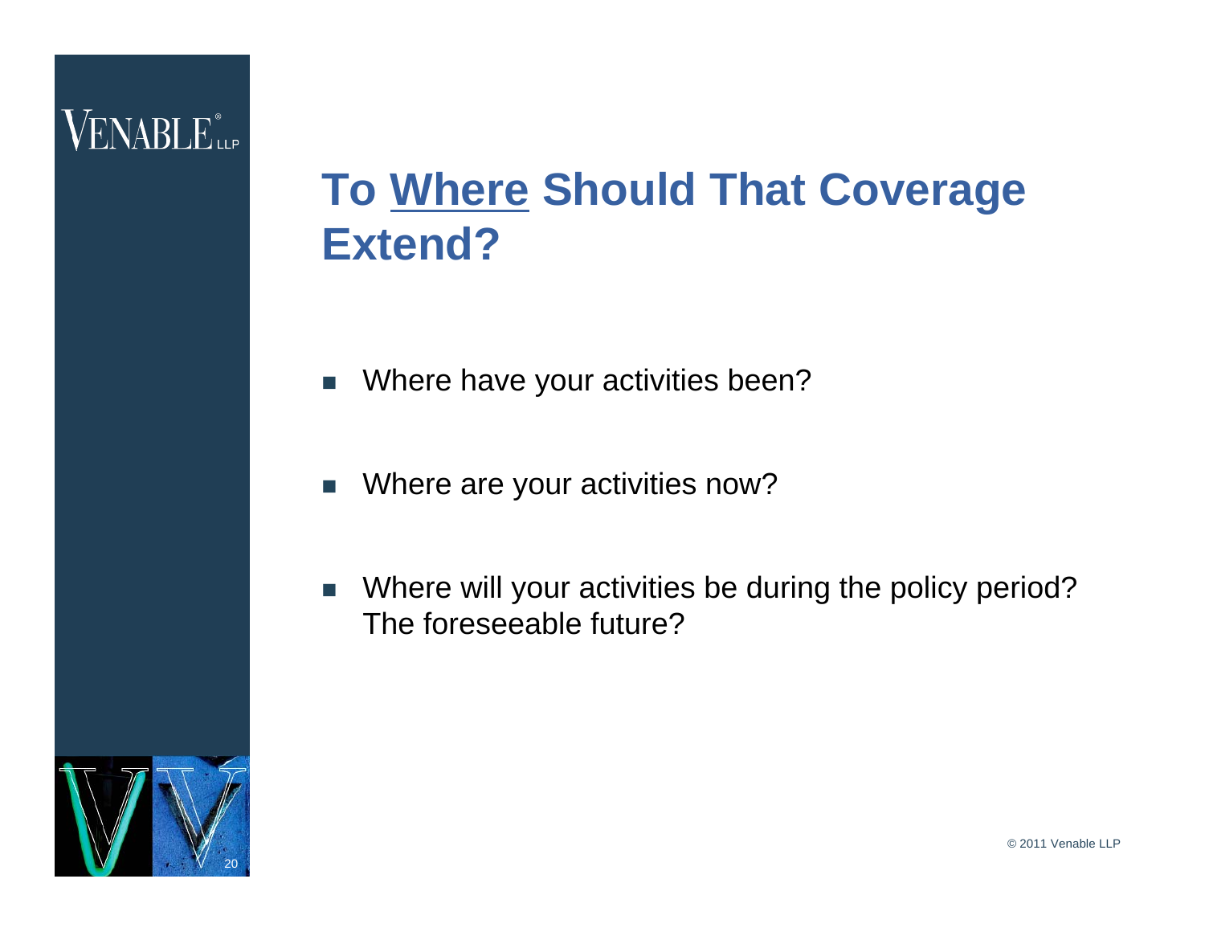# To Where Should That Coverage Extend?

- Where have your activities been?
- Where are your activities now?
- Where will your activities be during the policy period? The foreseeable future?

© 2011 Venable LLP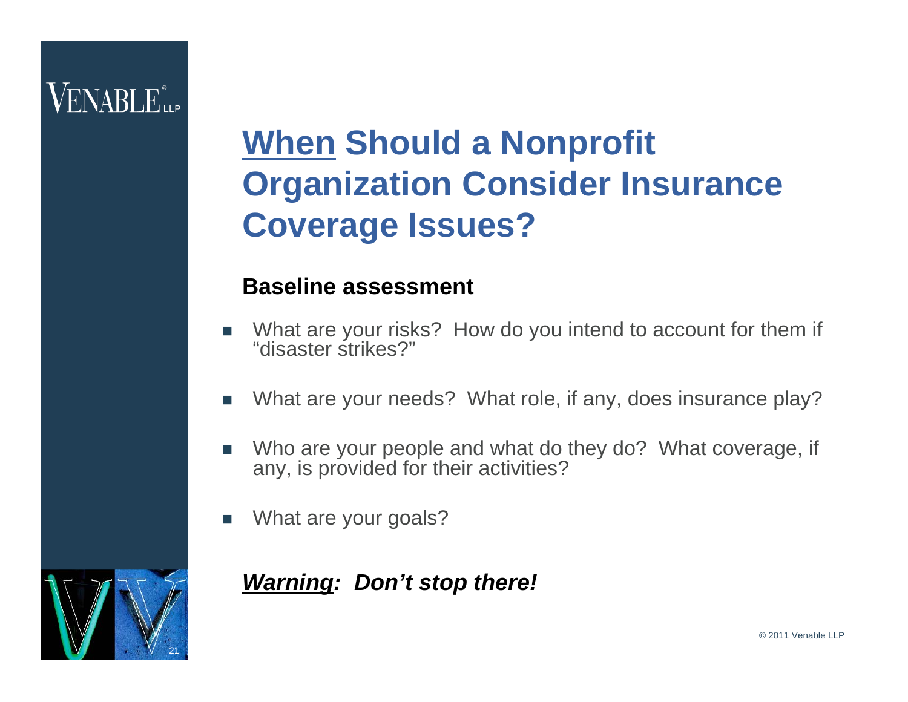# <u>When</u> Should a Nonprofit Organization Consider Insurance Coverage Issues?

### Baseline assessment

- What are your risks? How do you intend to account for them if "disaster strikes?"
- What are your needs? What role, if any, does insurance play?
- Who are your people and what do they do? What coverage, if any, is provided for their activities?
- What are your goals?

***<u>Warning</u>: Don't stop there!***

© 2011 Venable LLP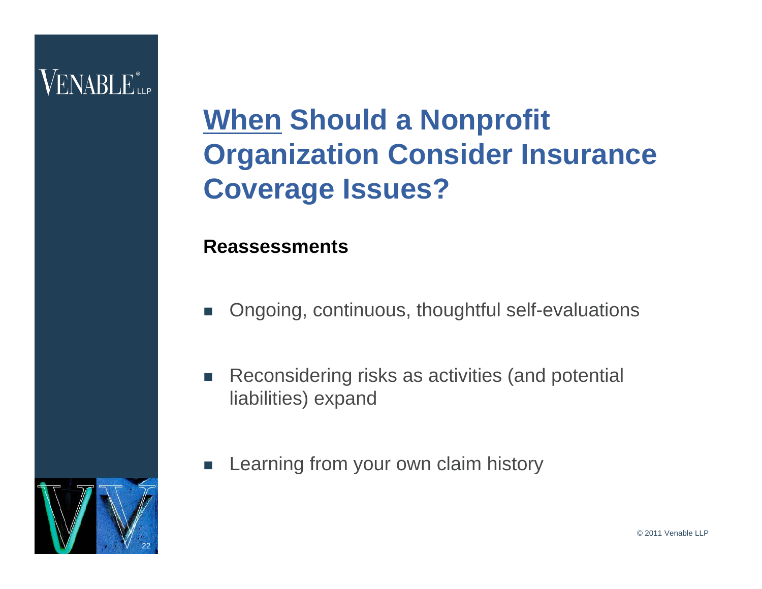# When Should a Nonprofit Organization Consider Insurance Coverage Issues?

**Reassessments**

- Ongoing, continuous, thoughtful self-evaluations
- Reconsidering risks as activities (and potential liabilities) expand
- Learning from your own claim history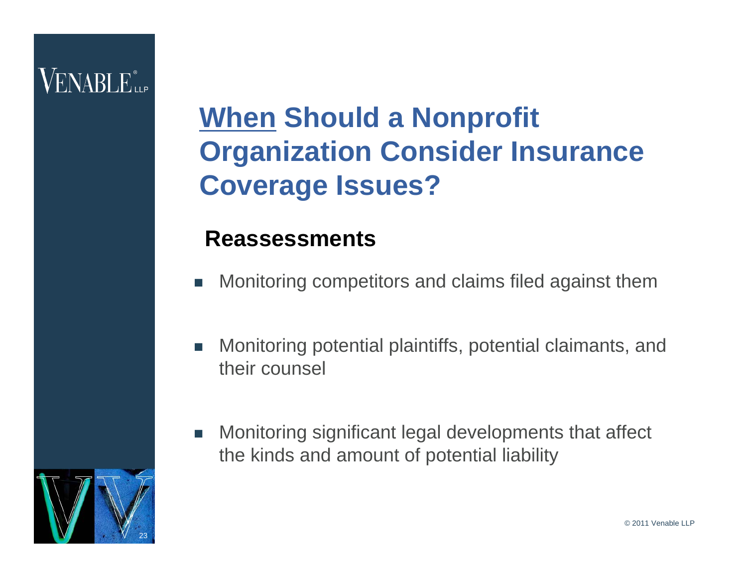# <u>When</u> Should a Nonprofit Organization Consider Insurance Coverage Issues?

## Reassessments

- Monitoring competitors and claims filed against them
- Monitoring potential plaintiffs, potential claimants, and their counsel
- Monitoring significant legal developments that affect the kinds and amount of potential liability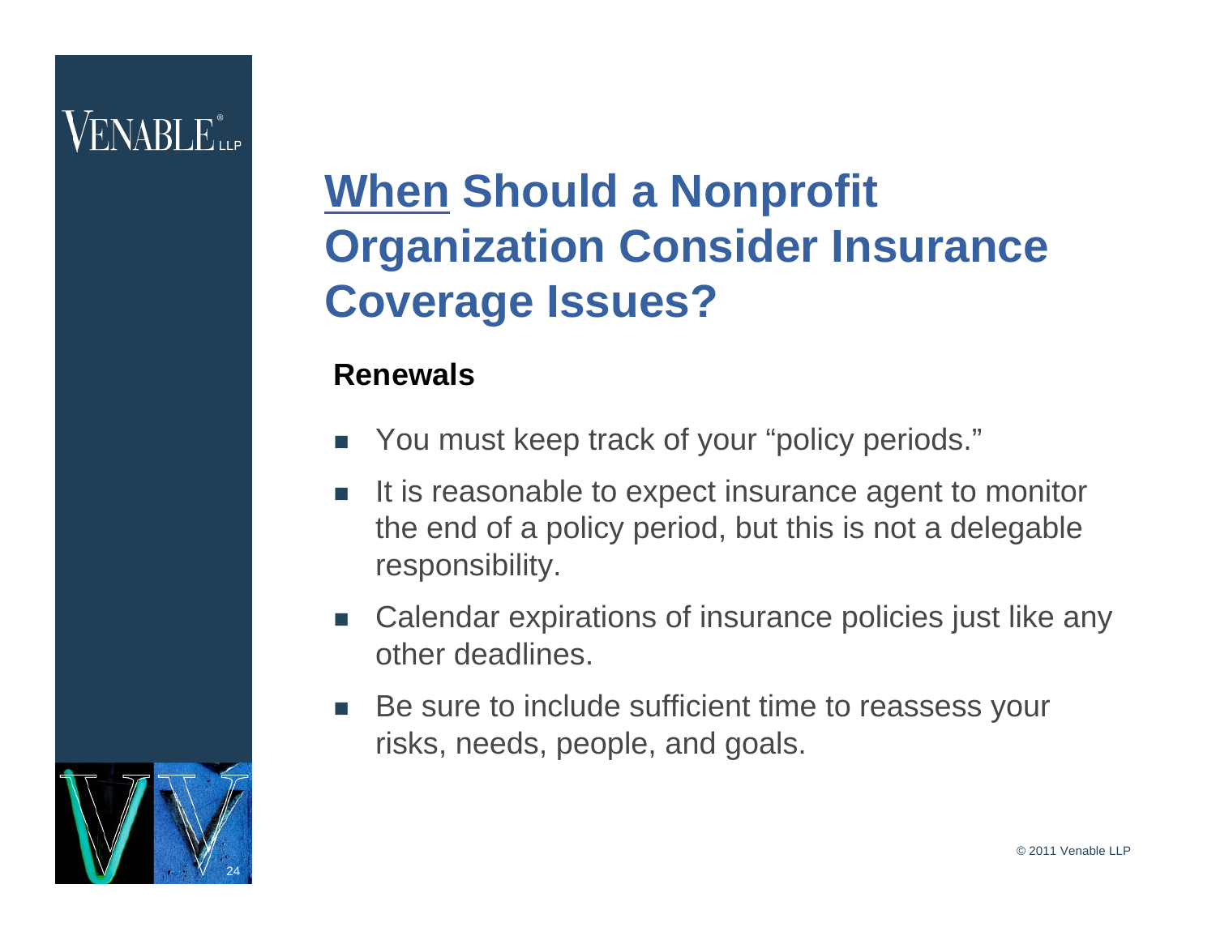# When Should a Nonprofit Organization Consider Insurance Coverage Issues?

**Renewals**

- You must keep track of your "policy periods."
- It is reasonable to expect insurance agent to monitor the end of a policy period, but this is not a delegable responsibility.
- Calendar expirations of insurance policies just like any other deadlines.
- Be sure to include sufficient time to reassess your risks, needs, people, and goals.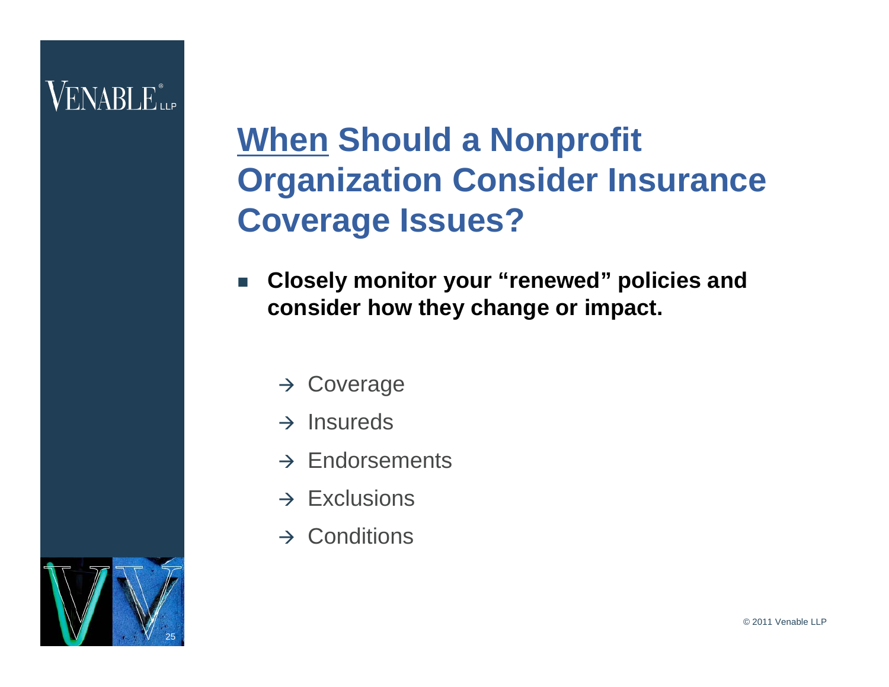# <u>When</u> Should a Nonprofit Organization Consider Insurance Coverage Issues?

- **Closely monitor your "renewed" policies and consider how they change or impact.**

  - → Coverage
  - → Insureds
  - → Endorsements
  - → Exclusions
  - → Conditions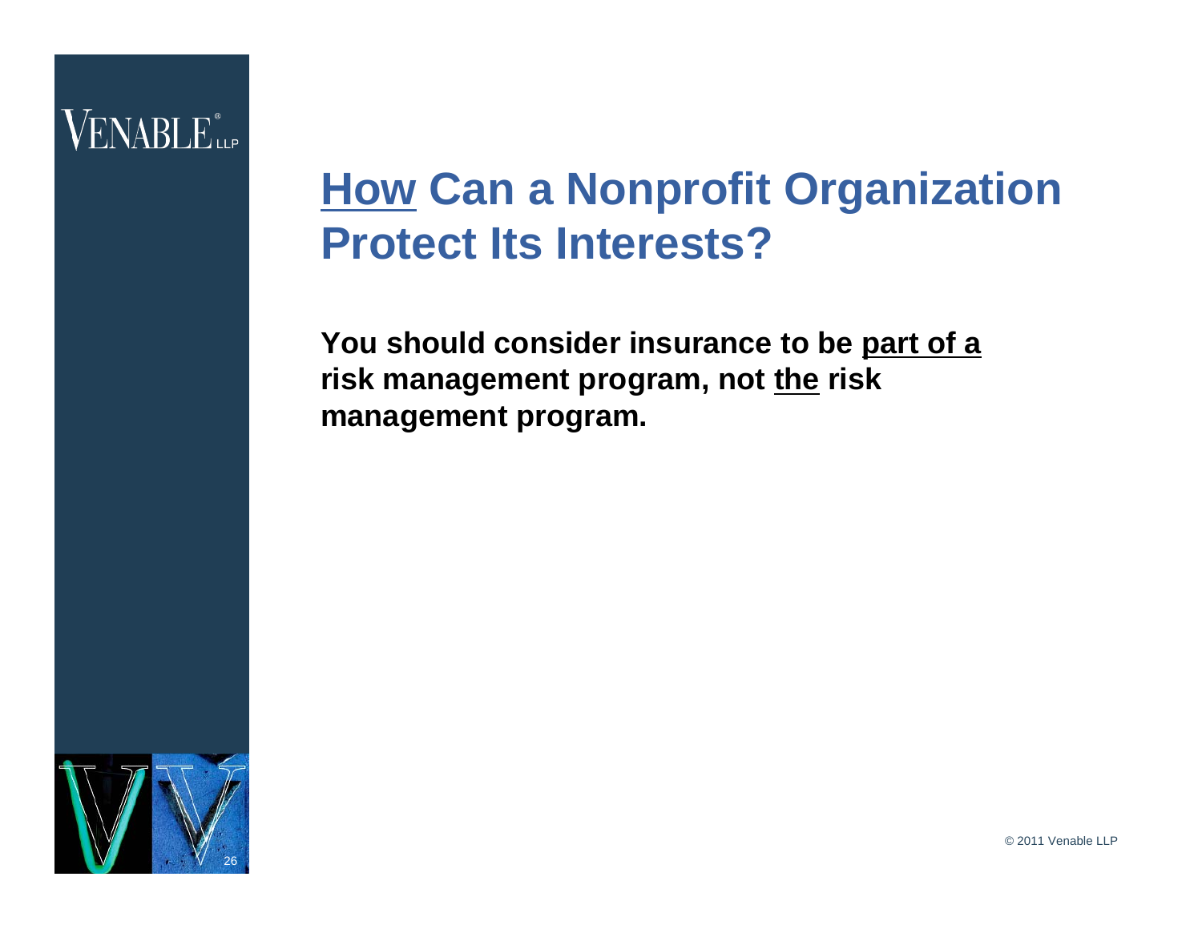# <u>How</u> Can a Nonprofit Organization Protect Its Interests?

**You should consider insurance to be <u>part of a</u> risk management program, not <u>the</u> risk management program.**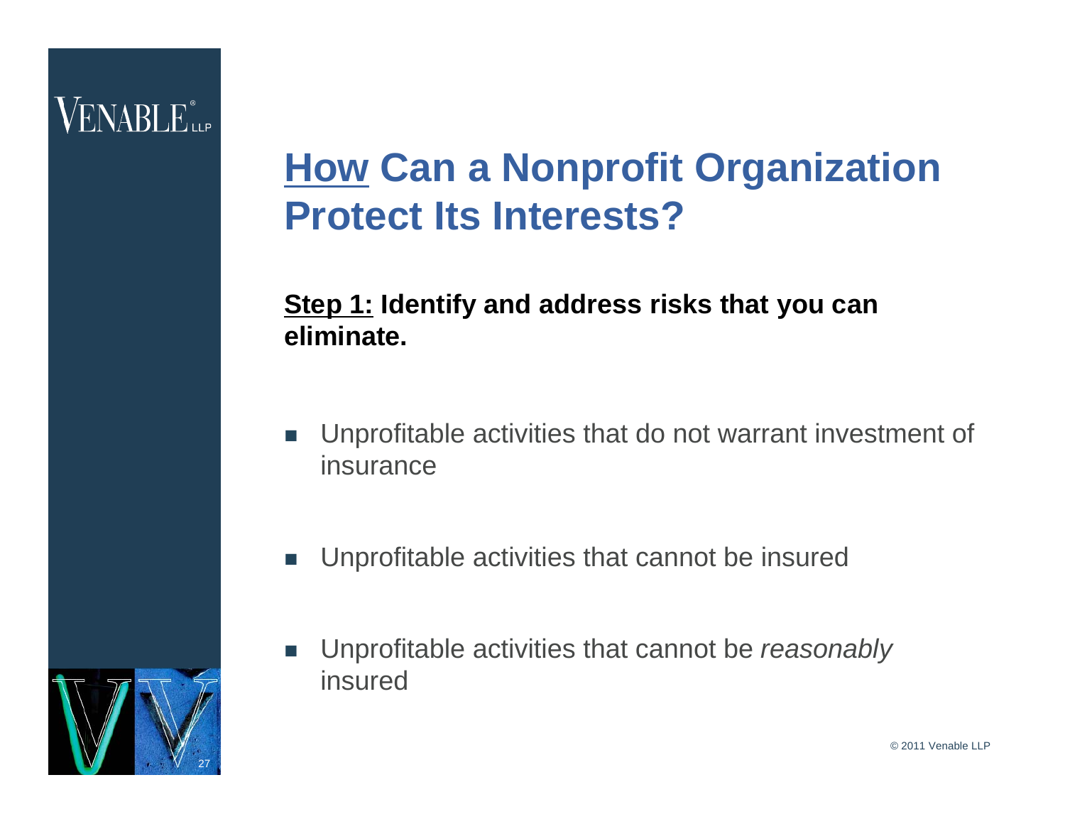# <u>How</u> Can a Nonprofit Organization Protect Its Interests?

**<u>Step 1:</u> Identify and address risks that you can eliminate.**

- Unprofitable activities that do not warrant investment of insurance
- Unprofitable activities that cannot be insured
- Unprofitable activities that cannot be *reasonably* insured

© 2011 Venable LLP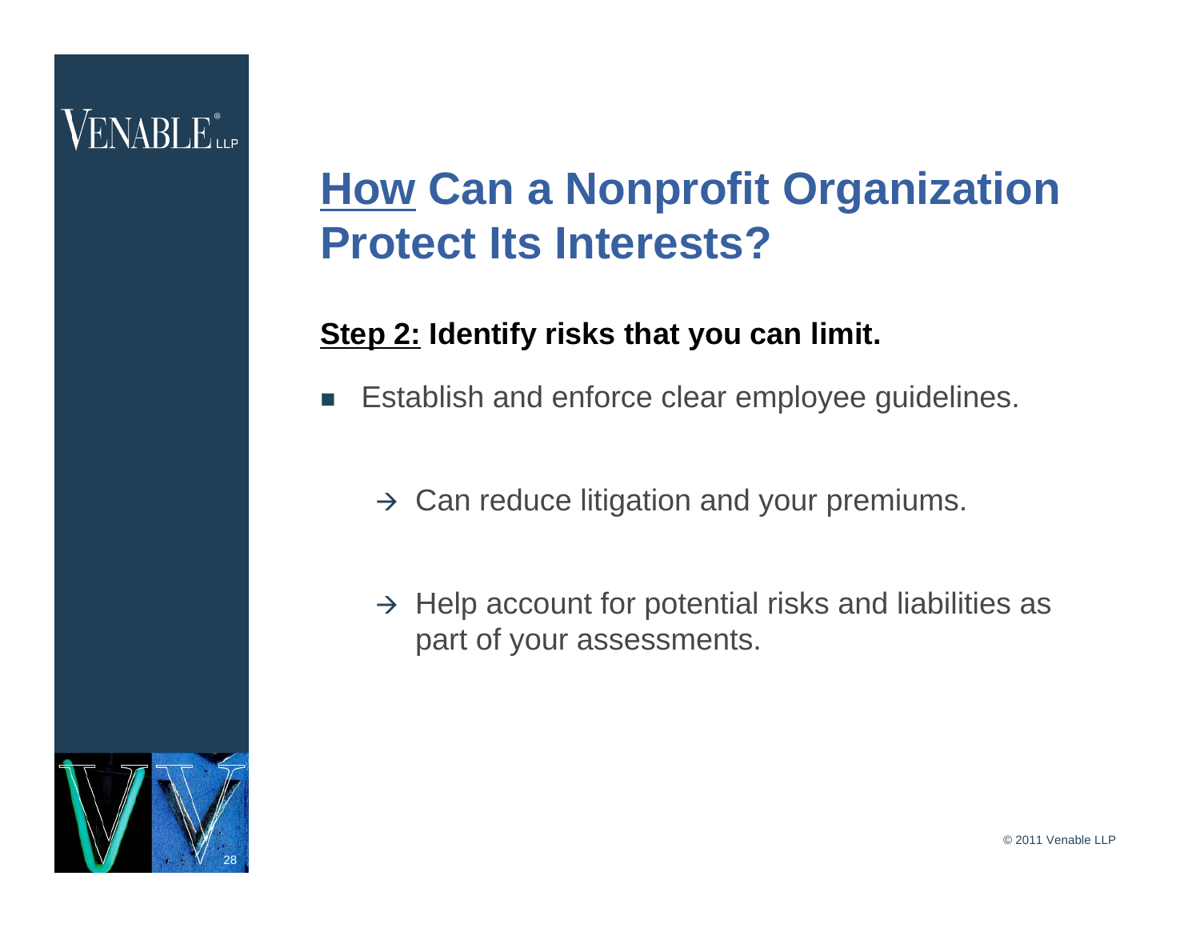# <u>How</u> Can a Nonprofit Organization Protect Its Interests?

**<u>Step 2:</u> Identify risks that you can limit.**

- Establish and enforce clear employee guidelines.

  → Can reduce litigation and your premiums.

  → Help account for potential risks and liabilities as part of your assessments.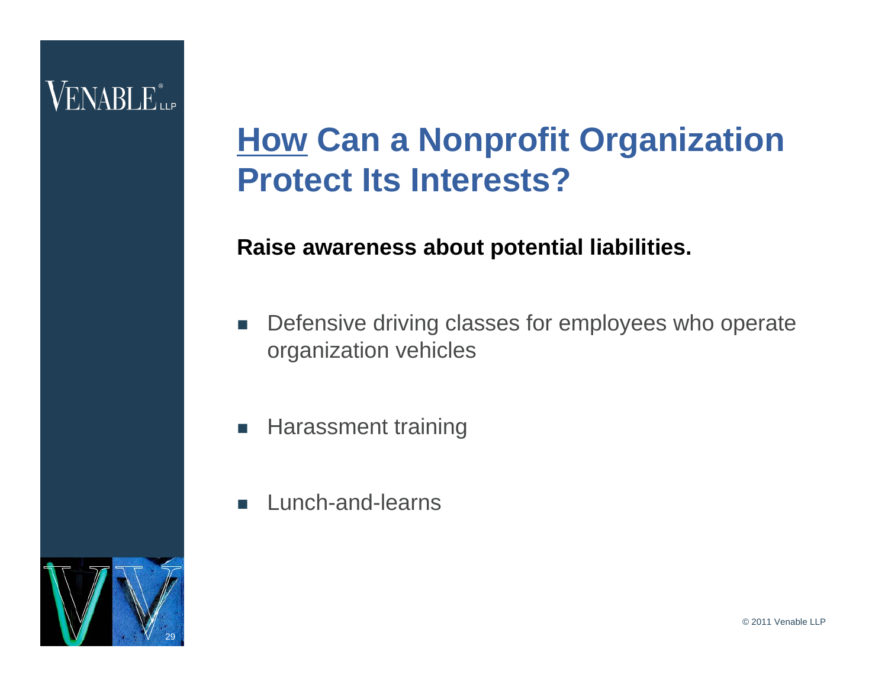# <u>How</u> Can a Nonprofit Organization Protect Its Interests?

**Raise awareness about potential liabilities.**

- Defensive driving classes for employees who operate organization vehicles
- Harassment training
- Lunch-and-learns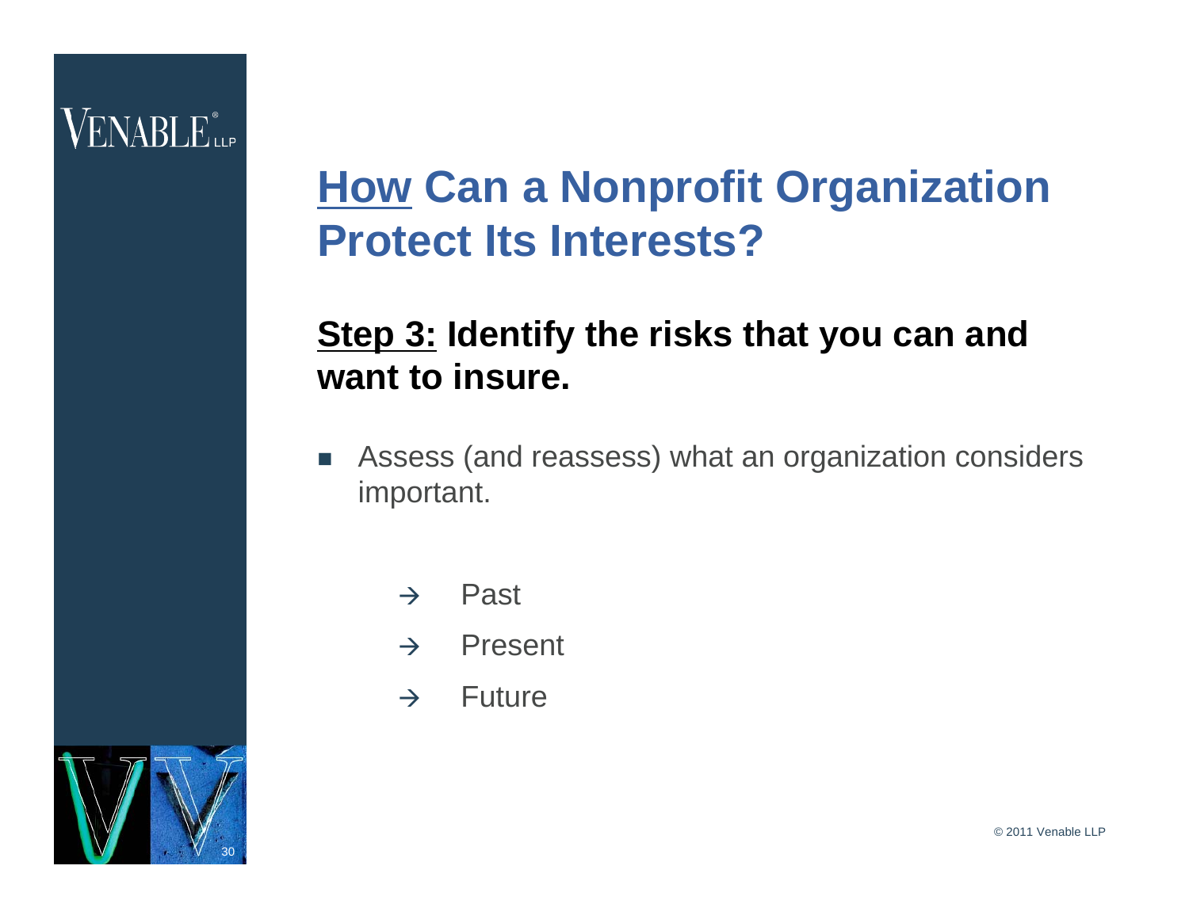# <u>How</u> Can a Nonprofit Organization Protect Its Interests?

## <u>Step 3:</u> Identify the risks that you can and want to insure.

- Assess (and reassess) what an organization considers important.

  → Past

  → Present

  → Future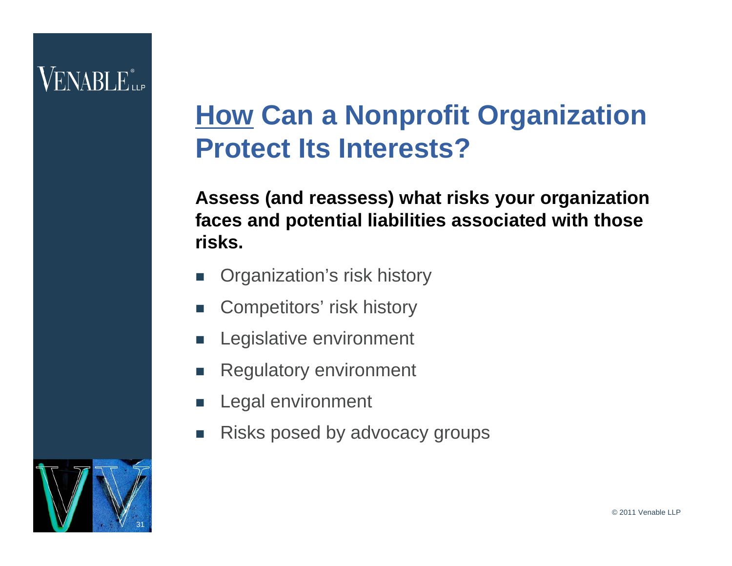# How Can a Nonprofit Organization Protect Its Interests?

**Assess (and reassess) what risks your organization faces and potential liabilities associated with those risks.**

- Organization's risk history
- Competitors' risk history
- Legislative environment
- Regulatory environment
- Legal environment
- Risks posed by advocacy groups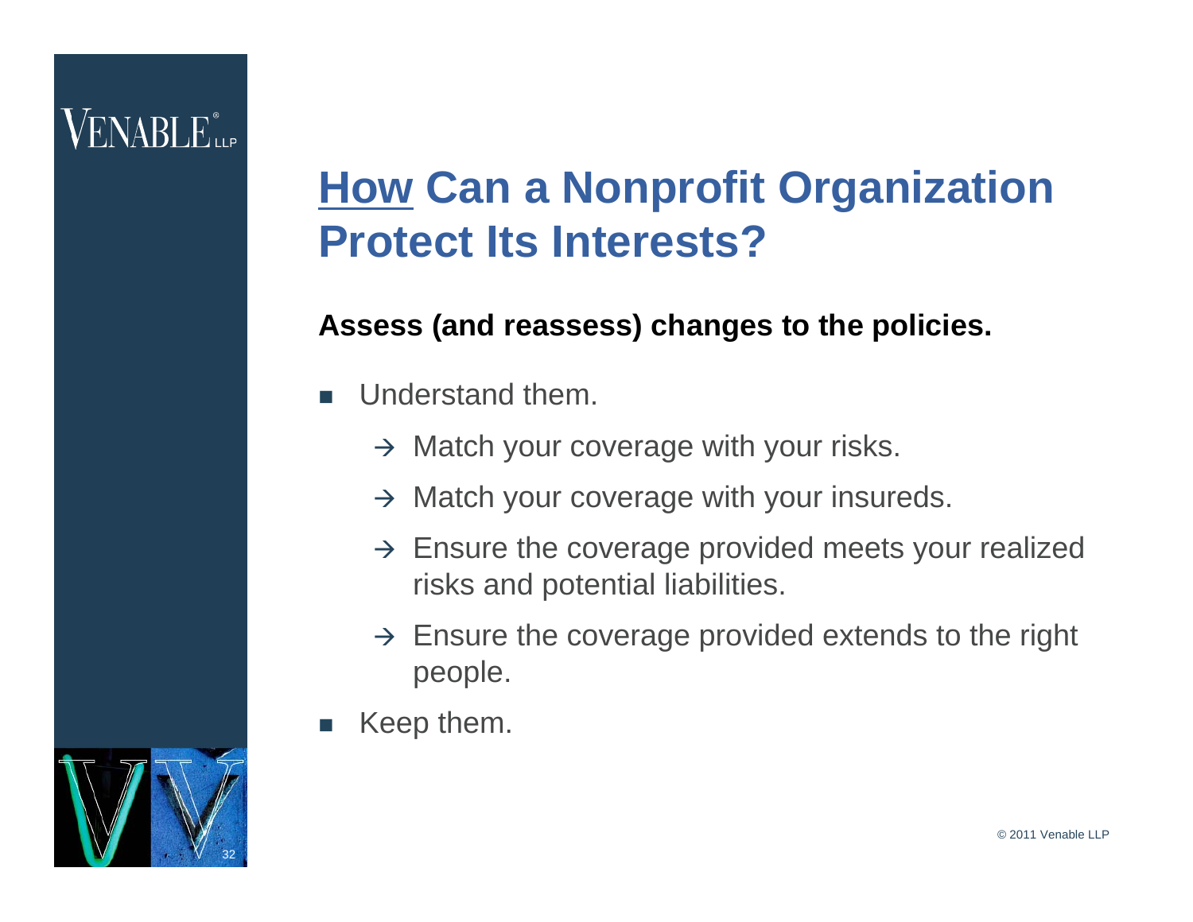# <u>How</u> Can a Nonprofit Organization Protect Its Interests?

**Assess (and reassess) changes to the policies.**

- Understand them.
  - → Match your coverage with your risks.
  - → Match your coverage with your insureds.
  - → Ensure the coverage provided meets your realized risks and potential liabilities.
  - → Ensure the coverage provided extends to the right people.
- Keep them.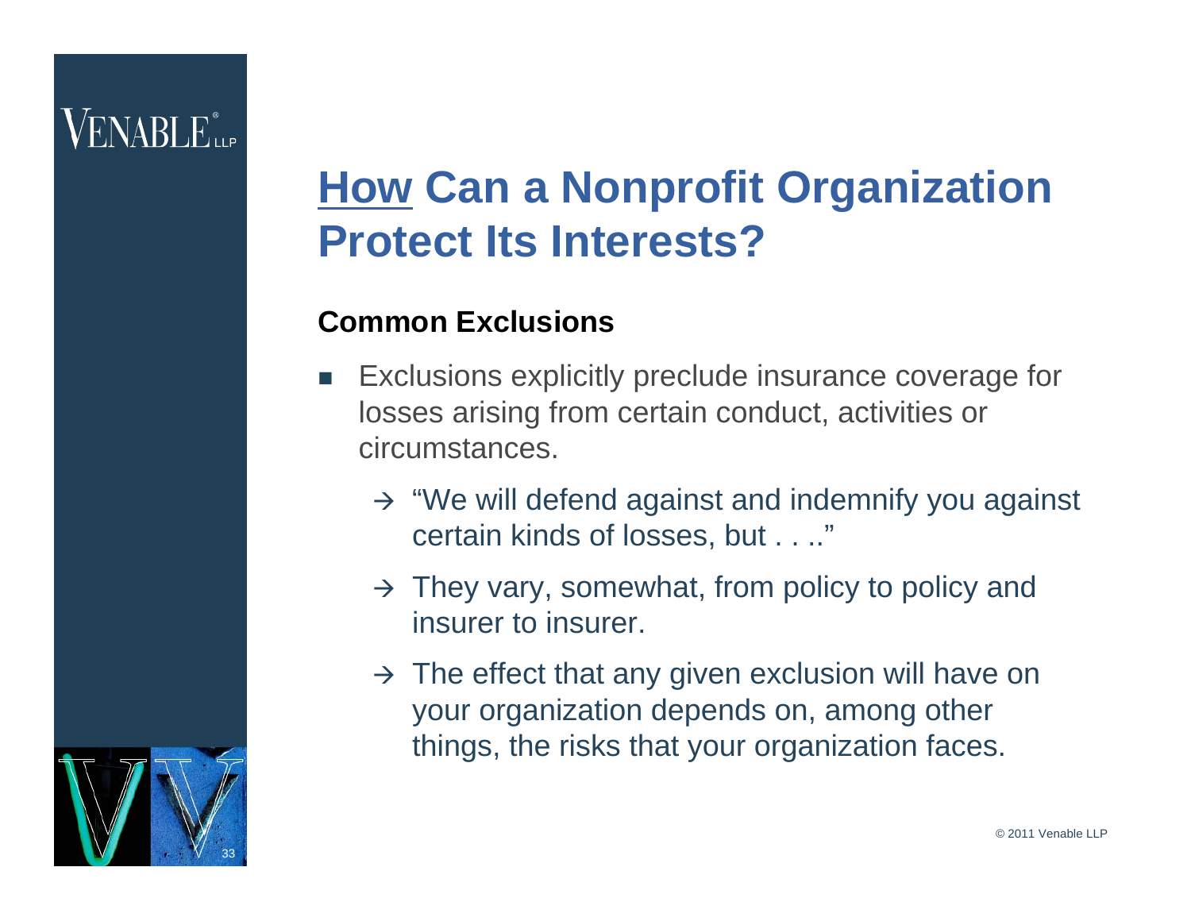# How Can a Nonprofit Organization Protect Its Interests?

## Common Exclusions

- Exclusions explicitly preclude insurance coverage for losses arising from certain conduct, activities or circumstances.
  - → "We will defend against and indemnify you against certain kinds of losses, but . . .."
  - → They vary, somewhat, from policy to policy and insurer to insurer.
  - → The effect that any given exclusion will have on your organization depends on, among other things, the risks that your organization faces.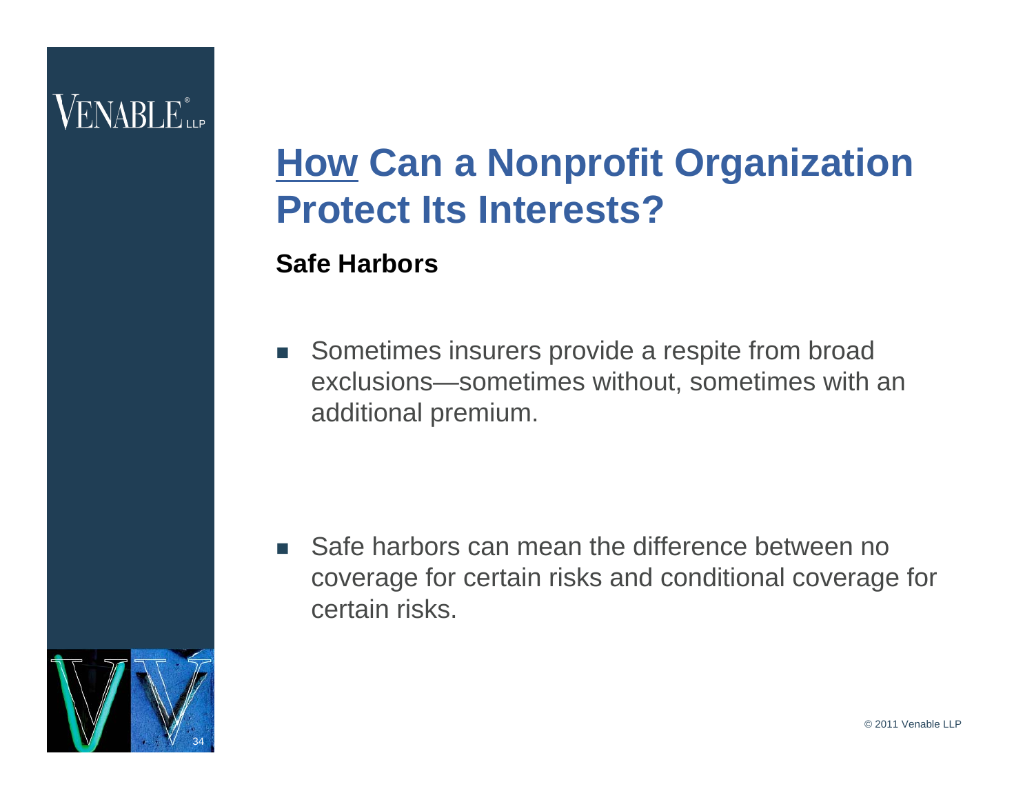# <u>How</u> Can a Nonprofit Organization Protect Its Interests?

**Safe Harbors**

- Sometimes insurers provide a respite from broad exclusions—sometimes without, sometimes with an additional premium.

- Safe harbors can mean the difference between no coverage for certain risks and conditional coverage for certain risks.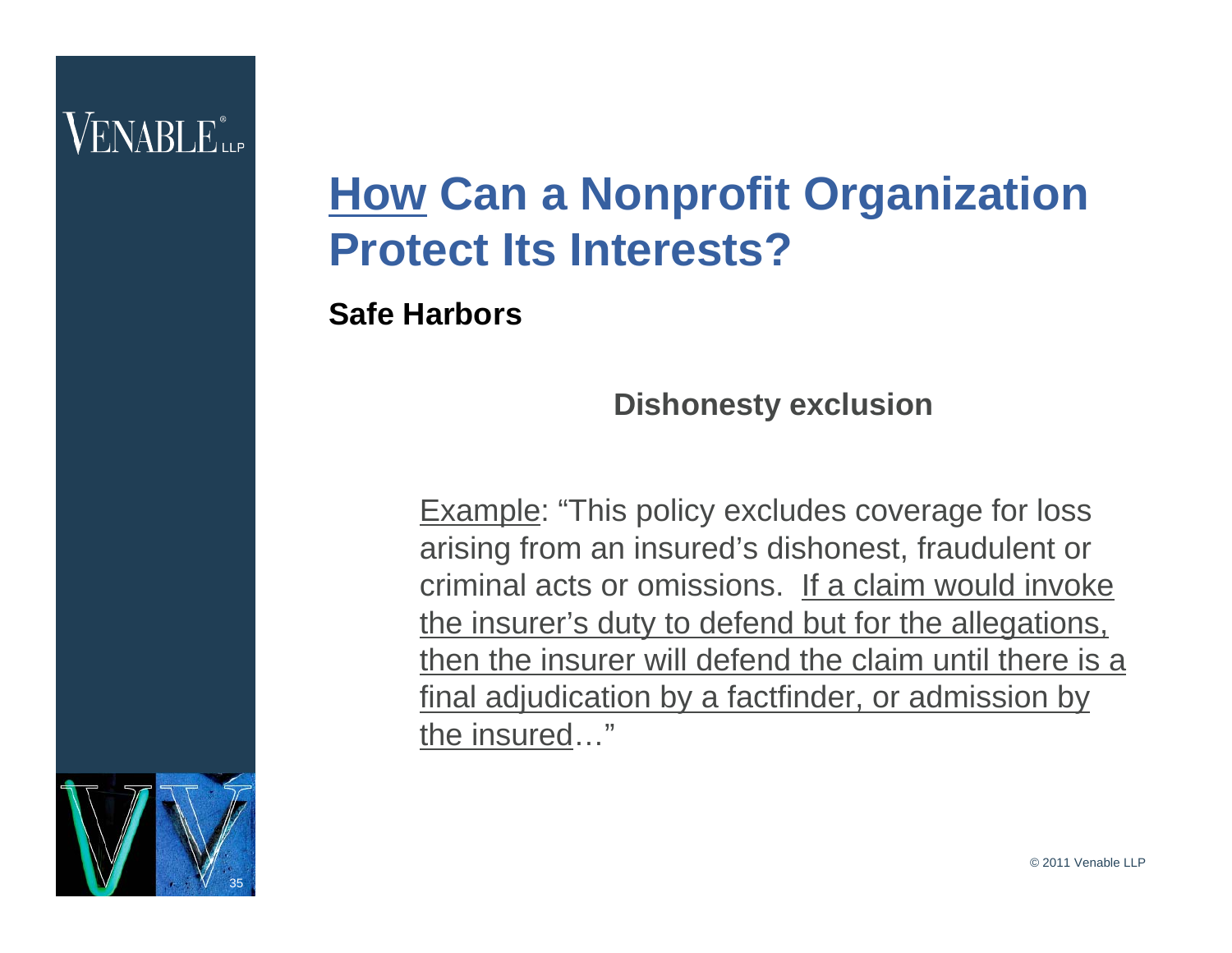# <u>How</u> Can a Nonprofit Organization Protect Its Interests?

**Safe Harbors**

### Dishonesty exclusion

<u>Example</u>: "This policy excludes coverage for loss arising from an insured's dishonest, fraudulent or criminal acts or omissions. <u>If a claim would invoke the insurer's duty to defend but for the allegations, then the insurer will defend the claim until there is a final adjudication by a factfinder, or admission by the insured</u>…"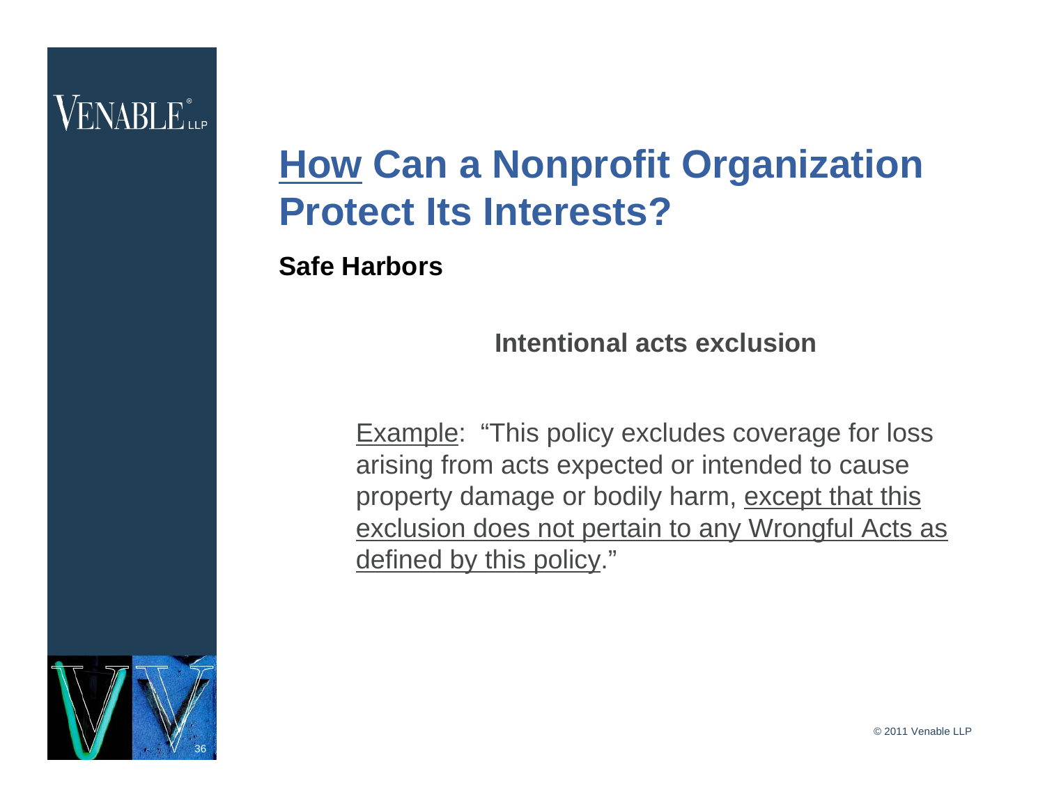# How Can a Nonprofit Organization Protect Its Interests?

**Safe Harbors**

### Intentional acts exclusion

Example: "This policy excludes coverage for loss arising from acts expected or intended to cause property damage or bodily harm, except that this exclusion does not pertain to any Wrongful Acts as defined by this policy."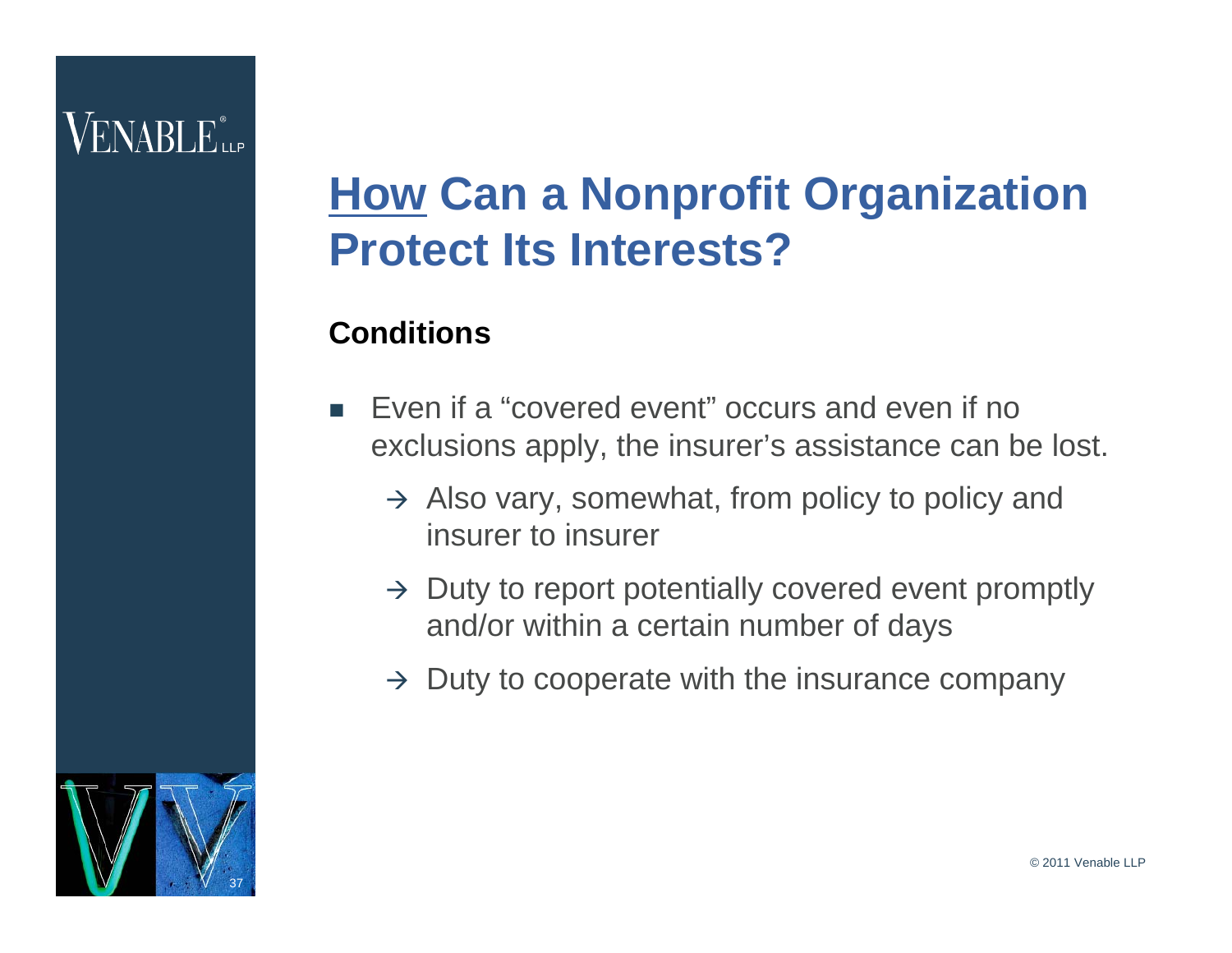# How Can a Nonprofit Organization Protect Its Interests?

**Conditions**

- Even if a "covered event" occurs and even if no exclusions apply, the insurer's assistance can be lost.
  - → Also vary, somewhat, from policy to policy and insurer to insurer
  - → Duty to report potentially covered event promptly and/or within a certain number of days
  - → Duty to cooperate with the insurance company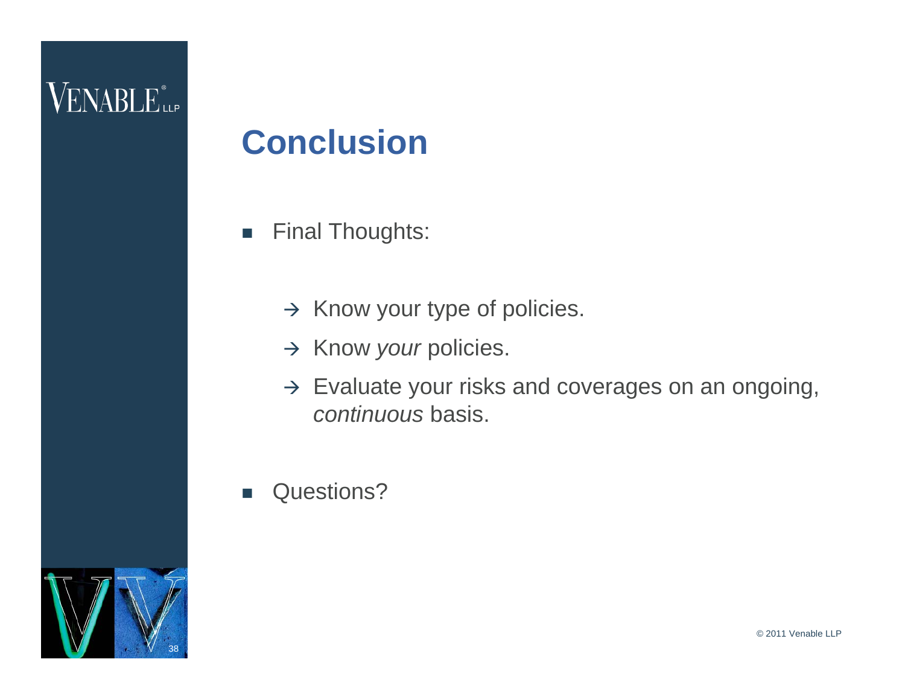# Conclusion

- Final Thoughts:
  - → Know your type of policies.
  - → Know *your* policies.
  - → Evaluate your risks and coverages on an ongoing, *continuous* basis.
- Questions?

© 2011 Venable LLP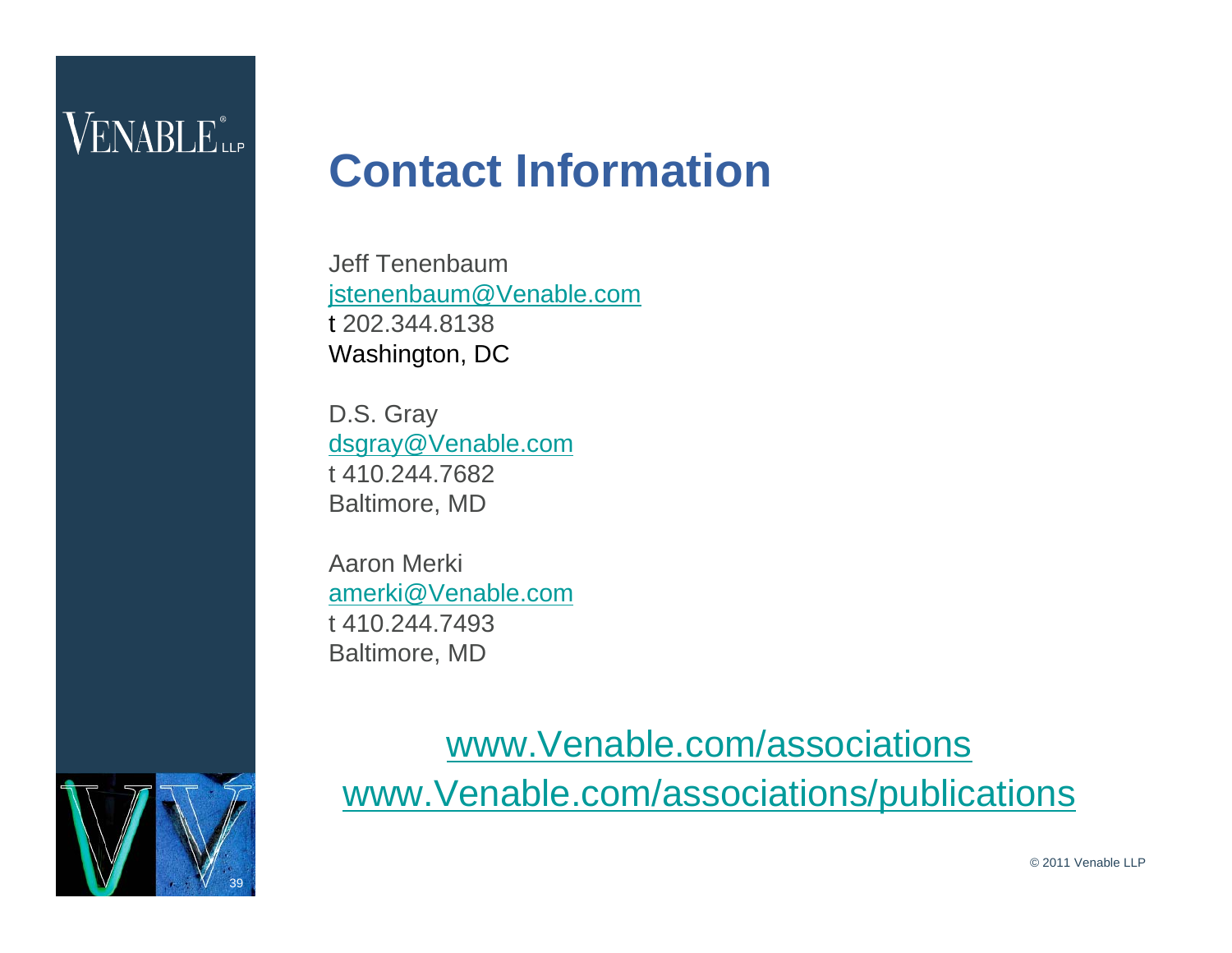# Contact Information

Jeff Tenenbaum  
jstenenbaum@Venable.com  
t 202.344.8138  
Washington, DC

D.S. Gray  
dsgray@Venable.com  
t 410.244.7682  
Baltimore, MD

Aaron Merki  
amerki@Venable.com  
t 410.244.7493  
Baltimore, MD

www.Venable.com/associations  
www.Venable.com/associations/publications